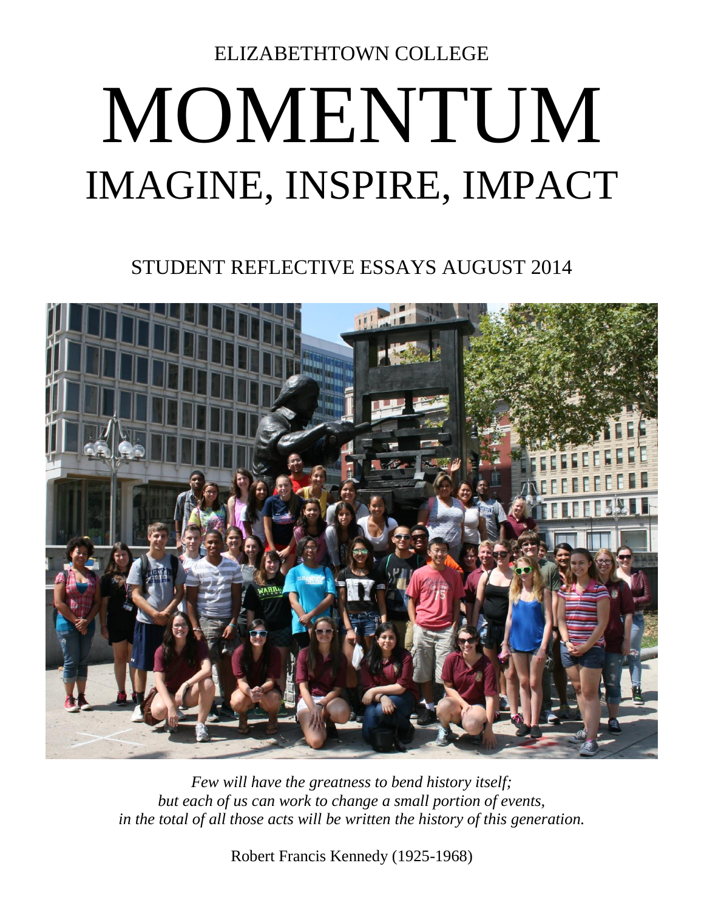ELIZABETHTOWN COLLEGE

# MOMENTUM

## IMAGINE, INSPIRE, IMPACT

STUDENT REFLECTIVE ESSAYS AUGUST 2014

*Few will have the greatness to bend history itself;*
*but each of us can work to change a small portion of events,*
*in the total of all those acts will be written the history of this generation.*

Robert Francis Kennedy (1925-1968)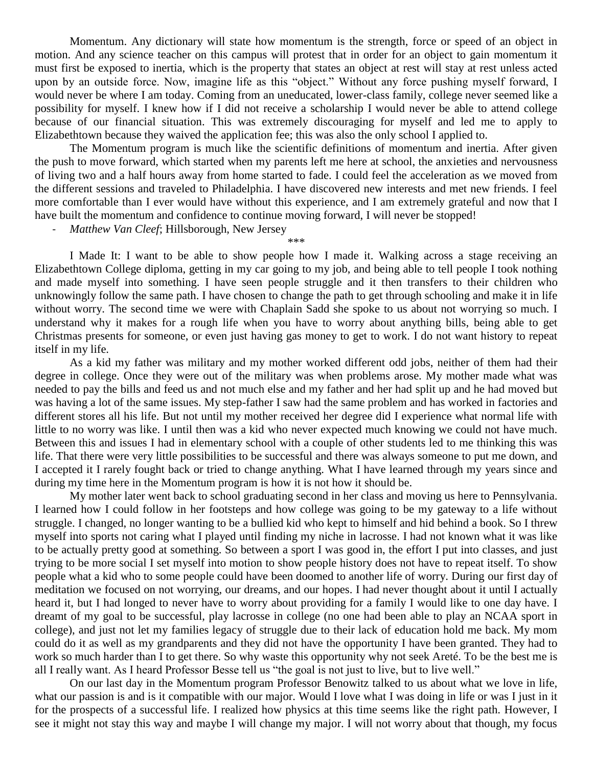Momentum. Any dictionary will state how momentum is the strength, force or speed of an object in motion. And any science teacher on this campus will protest that in order for an object to gain momentum it must first be exposed to inertia, which is the property that states an object at rest will stay at rest unless acted upon by an outside force. Now, imagine life as this "object." Without any force pushing myself forward, I would never be where I am today. Coming from an uneducated, lower-class family, college never seemed like a possibility for myself. I knew how if I did not receive a scholarship I would never be able to attend college because of our financial situation. This was extremely discouraging for myself and led me to apply to Elizabethtown because they waived the application fee; this was also the only school I applied to.

The Momentum program is much like the scientific definitions of momentum and inertia. After given the push to move forward, which started when my parents left me here at school, the anxieties and nervousness of living two and a half hours away from home started to fade. I could feel the acceleration as we moved from the different sessions and traveled to Philadelphia. I have discovered new interests and met new friends. I feel more comfortable than I ever would have without this experience, and I am extremely grateful and now that I have built the momentum and confidence to continue moving forward, I will never be stopped!

- *Matthew Van Cleef*; Hillsborough, New Jersey

\*\*\*

I Made It: I want to be able to show people how I made it. Walking across a stage receiving an Elizabethtown College diploma, getting in my car going to my job, and being able to tell people I took nothing and made myself into something. I have seen people struggle and it then transfers to their children who unknowingly follow the same path. I have chosen to change the path to get through schooling and make it in life without worry. The second time we were with Chaplain Sadd she spoke to us about not worrying so much. I understand why it makes for a rough life when you have to worry about anything bills, being able to get Christmas presents for someone, or even just having gas money to get to work. I do not want history to repeat itself in my life.

As a kid my father was military and my mother worked different odd jobs, neither of them had their degree in college. Once they were out of the military was when problems arose. My mother made what was needed to pay the bills and feed us and not much else and my father and her had split up and he had moved but was having a lot of the same issues. My step-father I saw had the same problem and has worked in factories and different stores all his life. But not until my mother received her degree did I experience what normal life with little to no worry was like. I until then was a kid who never expected much knowing we could not have much. Between this and issues I had in elementary school with a couple of other students led to me thinking this was life. That there were very little possibilities to be successful and there was always someone to put me down, and I accepted it I rarely fought back or tried to change anything. What I have learned through my years since and during my time here in the Momentum program is how it is not how it should be.

My mother later went back to school graduating second in her class and moving us here to Pennsylvania. I learned how I could follow in her footsteps and how college was going to be my gateway to a life without struggle. I changed, no longer wanting to be a bullied kid who kept to himself and hid behind a book. So I threw myself into sports not caring what I played until finding my niche in lacrosse. I had not known what it was like to be actually pretty good at something. So between a sport I was good in, the effort I put into classes, and just trying to be more social I set myself into motion to show people history does not have to repeat itself. To show people what a kid who to some people could have been doomed to another life of worry. During our first day of meditation we focused on not worrying, our dreams, and our hopes. I had never thought about it until I actually heard it, but I had longed to never have to worry about providing for a family I would like to one day have. I dreamt of my goal to be successful, play lacrosse in college (no one had been able to play an NCAA sport in college), and just not let my families legacy of struggle due to their lack of education hold me back. My mom could do it as well as my grandparents and they did not have the opportunity I have been granted. They had to work so much harder than I to get there. So why waste this opportunity why not seek Areté. To be the best me is all I really want. As I heard Professor Besse tell us "the goal is not just to live, but to live well."

On our last day in the Momentum program Professor Benowitz talked to us about what we love in life, what our passion is and is it compatible with our major. Would I love what I was doing in life or was I just in it for the prospects of a successful life. I realized how physics at this time seems like the right path. However, I see it might not stay this way and maybe I will change my major. I will not worry about that though, my focus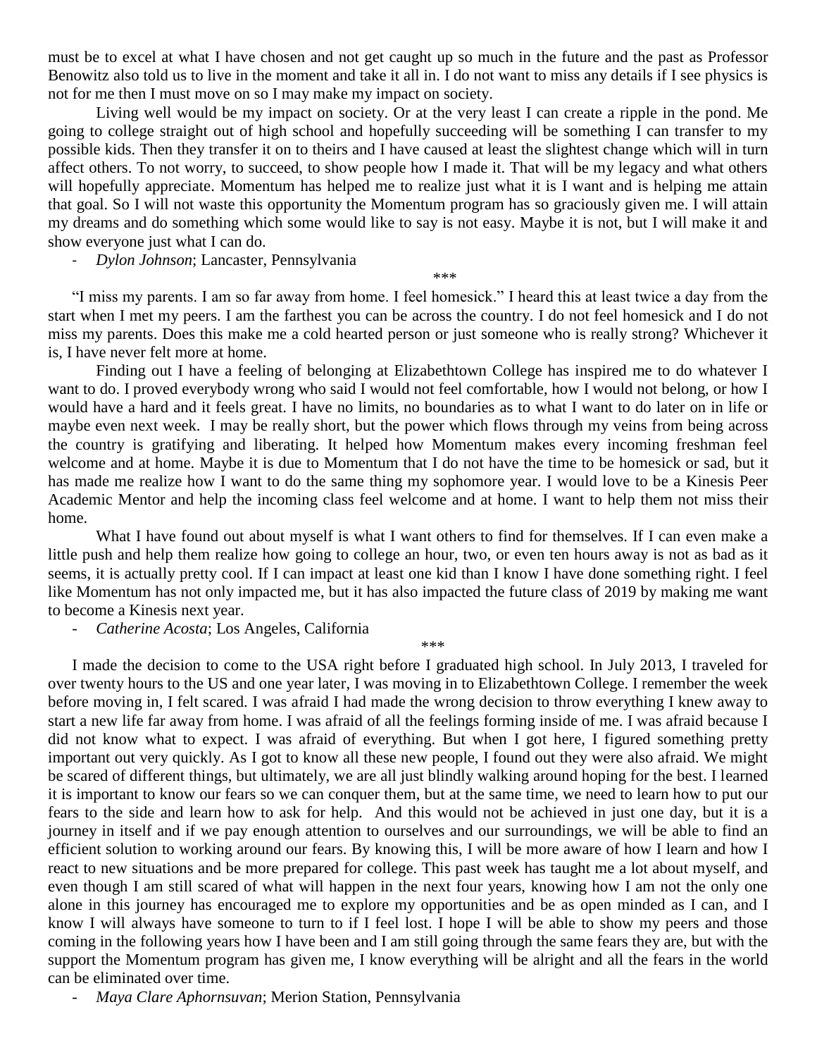must be to excel at what I have chosen and not get caught up so much in the future and the past as Professor Benowitz also told us to live in the moment and take it all in. I do not want to miss any details if I see physics is not for me then I must move on so I may make my impact on society.

Living well would be my impact on society. Or at the very least I can create a ripple in the pond. Me going to college straight out of high school and hopefully succeeding will be something I can transfer to my possible kids. Then they transfer it on to theirs and I have caused at least the slightest change which will in turn affect others. To not worry, to succeed, to show people how I made it. That will be my legacy and what others will hopefully appreciate. Momentum has helped me to realize just what it is I want and is helping me attain that goal. So I will not waste this opportunity the Momentum program has so graciously given me. I will attain my dreams and do something which some would like to say is not easy. Maybe it is not, but I will make it and show everyone just what I can do.

- *Dylon Johnson*; Lancaster, Pennsylvania

\*\*\*

"I miss my parents. I am so far away from home. I feel homesick." I heard this at least twice a day from the start when I met my peers. I am the farthest you can be across the country. I do not feel homesick and I do not miss my parents. Does this make me a cold hearted person or just someone who is really strong? Whichever it is, I have never felt more at home.

Finding out I have a feeling of belonging at Elizabethtown College has inspired me to do whatever I want to do. I proved everybody wrong who said I would not feel comfortable, how I would not belong, or how I would have a hard and it feels great. I have no limits, no boundaries as to what I want to do later on in life or maybe even next week. I may be really short, but the power which flows through my veins from being across the country is gratifying and liberating. It helped how Momentum makes every incoming freshman feel welcome and at home. Maybe it is due to Momentum that I do not have the time to be homesick or sad, but it has made me realize how I want to do the same thing my sophomore year. I would love to be a Kinesis Peer Academic Mentor and help the incoming class feel welcome and at home. I want to help them not miss their home.

What I have found out about myself is what I want others to find for themselves. If I can even make a little push and help them realize how going to college an hour, two, or even ten hours away is not as bad as it seems, it is actually pretty cool. If I can impact at least one kid than I know I have done something right. I feel like Momentum has not only impacted me, but it has also impacted the future class of 2019 by making me want to become a Kinesis next year.

- *Catherine Acosta*; Los Angeles, California

\*\*\*

I made the decision to come to the USA right before I graduated high school. In July 2013, I traveled for over twenty hours to the US and one year later, I was moving in to Elizabethtown College. I remember the week before moving in, I felt scared. I was afraid I had made the wrong decision to throw everything I knew away to start a new life far away from home. I was afraid of all the feelings forming inside of me. I was afraid because I did not know what to expect. I was afraid of everything. But when I got here, I figured something pretty important out very quickly. As I got to know all these new people, I found out they were also afraid. We might be scared of different things, but ultimately, we are all just blindly walking around hoping for the best. I learned it is important to know our fears so we can conquer them, but at the same time, we need to learn how to put our fears to the side and learn how to ask for help. And this would not be achieved in just one day, but it is a journey in itself and if we pay enough attention to ourselves and our surroundings, we will be able to find an efficient solution to working around our fears. By knowing this, I will be more aware of how I learn and how I react to new situations and be more prepared for college. This past week has taught me a lot about myself, and even though I am still scared of what will happen in the next four years, knowing how I am not the only one alone in this journey has encouraged me to explore my opportunities and be as open minded as I can, and I know I will always have someone to turn to if I feel lost. I hope I will be able to show my peers and those coming in the following years how I have been and I am still going through the same fears they are, but with the support the Momentum program has given me, I know everything will be alright and all the fears in the world can be eliminated over time.

- *Maya Clare Aphornsuvan*; Merion Station, Pennsylvania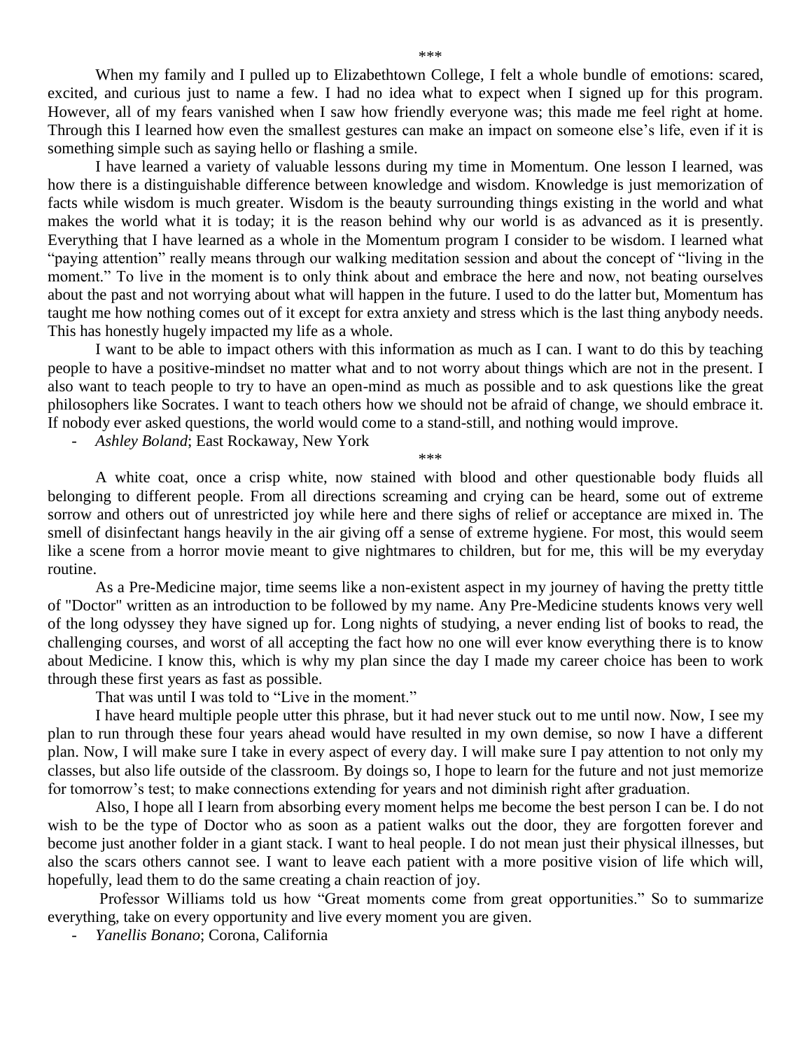\*\*\*

When my family and I pulled up to Elizabethtown College, I felt a whole bundle of emotions: scared, excited, and curious just to name a few. I had no idea what to expect when I signed up for this program. However, all of my fears vanished when I saw how friendly everyone was; this made me feel right at home. Through this I learned how even the smallest gestures can make an impact on someone else's life, even if it is something simple such as saying hello or flashing a smile.

I have learned a variety of valuable lessons during my time in Momentum. One lesson I learned, was how there is a distinguishable difference between knowledge and wisdom. Knowledge is just memorization of facts while wisdom is much greater. Wisdom is the beauty surrounding things existing in the world and what makes the world what it is today; it is the reason behind why our world is as advanced as it is presently. Everything that I have learned as a whole in the Momentum program I consider to be wisdom. I learned what "paying attention" really means through our walking meditation session and about the concept of "living in the moment." To live in the moment is to only think about and embrace the here and now, not beating ourselves about the past and not worrying about what will happen in the future. I used to do the latter but, Momentum has taught me how nothing comes out of it except for extra anxiety and stress which is the last thing anybody needs. This has honestly hugely impacted my life as a whole.

I want to be able to impact others with this information as much as I can. I want to do this by teaching people to have a positive-mindset no matter what and to not worry about things which are not in the present. I also want to teach people to try to have an open-mind as much as possible and to ask questions like the great philosophers like Socrates. I want to teach others how we should not be afraid of change, we should embrace it. If nobody ever asked questions, the world would come to a stand-still, and nothing would improve.

- *Ashley Boland*; East Rockaway, New York

\*\*\*

A white coat, once a crisp white, now stained with blood and other questionable body fluids all belonging to different people. From all directions screaming and crying can be heard, some out of extreme sorrow and others out of unrestricted joy while here and there sighs of relief or acceptance are mixed in. The smell of disinfectant hangs heavily in the air giving off a sense of extreme hygiene. For most, this would seem like a scene from a horror movie meant to give nightmares to children, but for me, this will be my everyday routine.

As a Pre-Medicine major, time seems like a non-existent aspect in my journey of having the pretty tittle of "Doctor" written as an introduction to be followed by my name. Any Pre-Medicine students knows very well of the long odyssey they have signed up for. Long nights of studying, a never ending list of books to read, the challenging courses, and worst of all accepting the fact how no one will ever know everything there is to know about Medicine. I know this, which is why my plan since the day I made my career choice has been to work through these first years as fast as possible.

That was until I was told to "Live in the moment."

I have heard multiple people utter this phrase, but it had never stuck out to me until now. Now, I see my plan to run through these four years ahead would have resulted in my own demise, so now I have a different plan. Now, I will make sure I take in every aspect of every day. I will make sure I pay attention to not only my classes, but also life outside of the classroom. By doings so, I hope to learn for the future and not just memorize for tomorrow's test; to make connections extending for years and not diminish right after graduation.

Also, I hope all I learn from absorbing every moment helps me become the best person I can be. I do not wish to be the type of Doctor who as soon as a patient walks out the door, they are forgotten forever and become just another folder in a giant stack. I want to heal people. I do not mean just their physical illnesses, but also the scars others cannot see. I want to leave each patient with a more positive vision of life which will, hopefully, lead them to do the same creating a chain reaction of joy.

Professor Williams told us how "Great moments come from great opportunities." So to summarize everything, take on every opportunity and live every moment you are given.

- *Yanellis Bonano*; Corona, California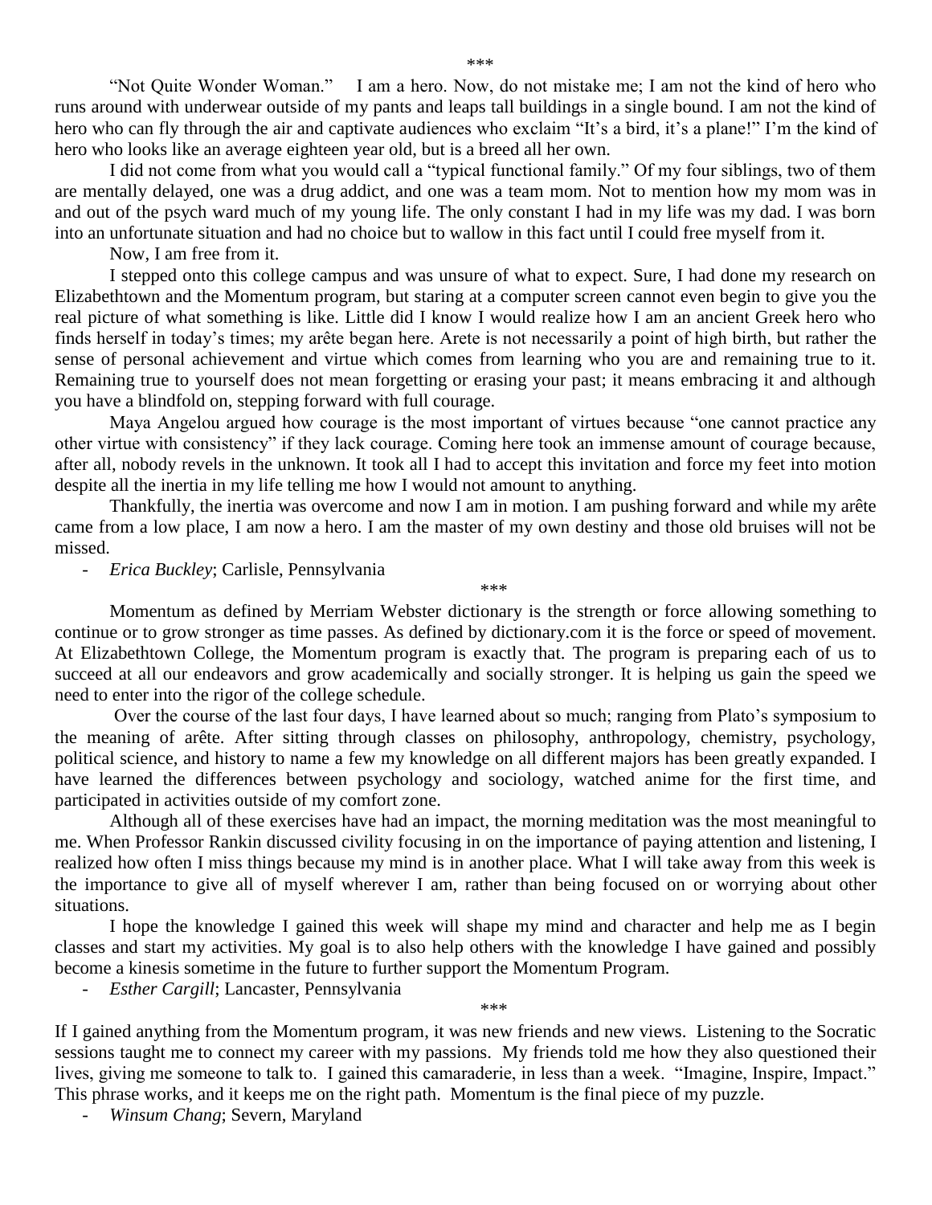***

"Not Quite Wonder Woman." I am a hero. Now, do not mistake me; I am not the kind of hero who runs around with underwear outside of my pants and leaps tall buildings in a single bound. I am not the kind of hero who can fly through the air and captivate audiences who exclaim "It's a bird, it's a plane!" I'm the kind of hero who looks like an average eighteen year old, but is a breed all her own.

I did not come from what you would call a "typical functional family." Of my four siblings, two of them are mentally delayed, one was a drug addict, and one was a team mom. Not to mention how my mom was in and out of the psych ward much of my young life. The only constant I had in my life was my dad. I was born into an unfortunate situation and had no choice but to wallow in this fact until I could free myself from it.

Now, I am free from it.

I stepped onto this college campus and was unsure of what to expect. Sure, I had done my research on Elizabethtown and the Momentum program, but staring at a computer screen cannot even begin to give you the real picture of what something is like. Little did I know I would realize how I am an ancient Greek hero who finds herself in today's times; my arête began here. Arete is not necessarily a point of high birth, but rather the sense of personal achievement and virtue which comes from learning who you are and remaining true to it. Remaining true to yourself does not mean forgetting or erasing your past; it means embracing it and although you have a blindfold on, stepping forward with full courage.

Maya Angelou argued how courage is the most important of virtues because "one cannot practice any other virtue with consistency" if they lack courage. Coming here took an immense amount of courage because, after all, nobody revels in the unknown. It took all I had to accept this invitation and force my feet into motion despite all the inertia in my life telling me how I would not amount to anything.

Thankfully, the inertia was overcome and now I am in motion. I am pushing forward and while my arête came from a low place, I am now a hero. I am the master of my own destiny and those old bruises will not be missed.

- *Erica Buckley*; Carlisle, Pennsylvania

***

Momentum as defined by Merriam Webster dictionary is the strength or force allowing something to continue or to grow stronger as time passes. As defined by dictionary.com it is the force or speed of movement. At Elizabethtown College, the Momentum program is exactly that. The program is preparing each of us to succeed at all our endeavors and grow academically and socially stronger. It is helping us gain the speed we need to enter into the rigor of the college schedule.

Over the course of the last four days, I have learned about so much; ranging from Plato's symposium to the meaning of arête. After sitting through classes on philosophy, anthropology, chemistry, psychology, political science, and history to name a few my knowledge on all different majors has been greatly expanded. I have learned the differences between psychology and sociology, watched anime for the first time, and participated in activities outside of my comfort zone.

Although all of these exercises have had an impact, the morning meditation was the most meaningful to me. When Professor Rankin discussed civility focusing in on the importance of paying attention and listening, I realized how often I miss things because my mind is in another place. What I will take away from this week is the importance to give all of myself wherever I am, rather than being focused on or worrying about other situations.

I hope the knowledge I gained this week will shape my mind and character and help me as I begin classes and start my activities. My goal is to also help others with the knowledge I have gained and possibly become a kinesis sometime in the future to further support the Momentum Program.

- *Esther Cargill*; Lancaster, Pennsylvania

***

If I gained anything from the Momentum program, it was new friends and new views. Listening to the Socratic sessions taught me to connect my career with my passions. My friends told me how they also questioned their lives, giving me someone to talk to. I gained this camaraderie, in less than a week. "Imagine, Inspire, Impact." This phrase works, and it keeps me on the right path. Momentum is the final piece of my puzzle.

- *Winsum Chang*; Severn, Maryland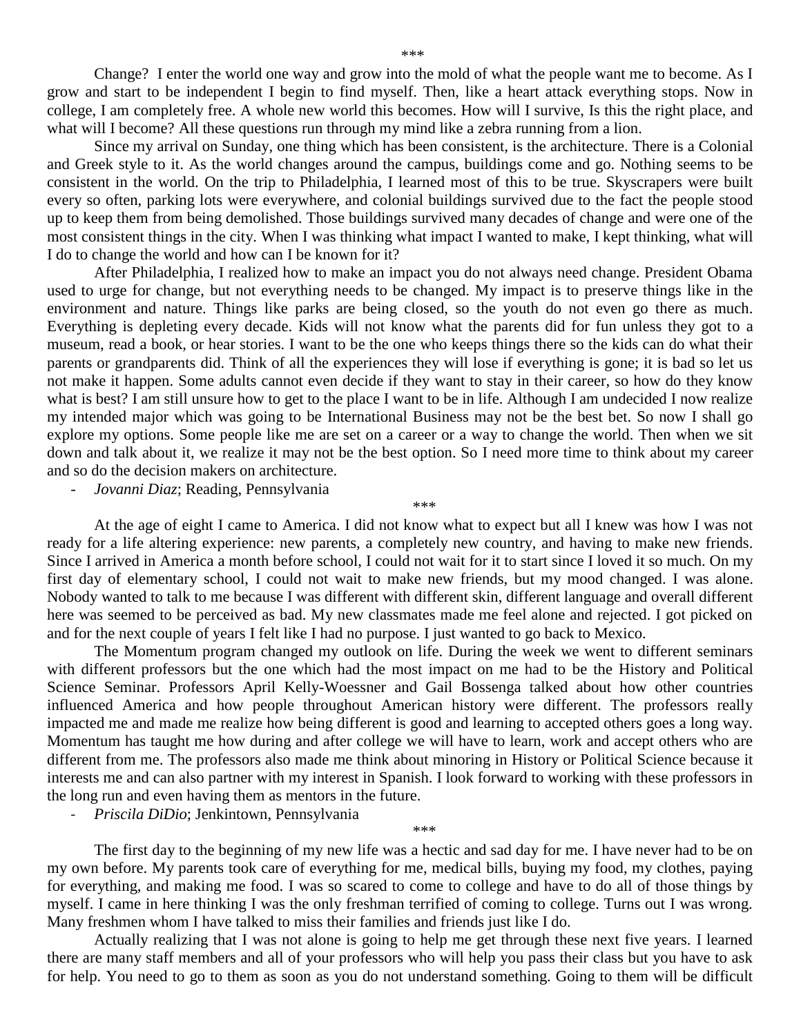\*\*\*

Change? I enter the world one way and grow into the mold of what the people want me to become. As I grow and start to be independent I begin to find myself. Then, like a heart attack everything stops. Now in college, I am completely free. A whole new world this becomes. How will I survive, Is this the right place, and what will I become? All these questions run through my mind like a zebra running from a lion.

Since my arrival on Sunday, one thing which has been consistent, is the architecture. There is a Colonial and Greek style to it. As the world changes around the campus, buildings come and go. Nothing seems to be consistent in the world. On the trip to Philadelphia, I learned most of this to be true. Skyscrapers were built every so often, parking lots were everywhere, and colonial buildings survived due to the fact the people stood up to keep them from being demolished. Those buildings survived many decades of change and were one of the most consistent things in the city. When I was thinking what impact I wanted to make, I kept thinking, what will I do to change the world and how can I be known for it?

After Philadelphia, I realized how to make an impact you do not always need change. President Obama used to urge for change, but not everything needs to be changed. My impact is to preserve things like in the environment and nature. Things like parks are being closed, so the youth do not even go there as much. Everything is depleting every decade. Kids will not know what the parents did for fun unless they got to a museum, read a book, or hear stories. I want to be the one who keeps things there so the kids can do what their parents or grandparents did. Think of all the experiences they will lose if everything is gone; it is bad so let us not make it happen. Some adults cannot even decide if they want to stay in their career, so how do they know what is best? I am still unsure how to get to the place I want to be in life. Although I am undecided I now realize my intended major which was going to be International Business may not be the best bet. So now I shall go explore my options. Some people like me are set on a career or a way to change the world. Then when we sit down and talk about it, we realize it may not be the best option. So I need more time to think about my career and so do the decision makers on architecture.

- *Jovanni Diaz*; Reading, Pennsylvania

\*\*\*

At the age of eight I came to America. I did not know what to expect but all I knew was how I was not ready for a life altering experience: new parents, a completely new country, and having to make new friends. Since I arrived in America a month before school, I could not wait for it to start since I loved it so much. On my first day of elementary school, I could not wait to make new friends, but my mood changed. I was alone. Nobody wanted to talk to me because I was different with different skin, different language and overall different here was seemed to be perceived as bad. My new classmates made me feel alone and rejected. I got picked on and for the next couple of years I felt like I had no purpose. I just wanted to go back to Mexico.

The Momentum program changed my outlook on life. During the week we went to different seminars with different professors but the one which had the most impact on me had to be the History and Political Science Seminar. Professors April Kelly-Woessner and Gail Bossenga talked about how other countries influenced America and how people throughout American history were different. The professors really impacted me and made me realize how being different is good and learning to accepted others goes a long way. Momentum has taught me how during and after college we will have to learn, work and accept others who are different from me. The professors also made me think about minoring in History or Political Science because it interests me and can also partner with my interest in Spanish. I look forward to working with these professors in the long run and even having them as mentors in the future.

- *Priscila DiDio*; Jenkintown, Pennsylvania

\*\*\*

The first day to the beginning of my new life was a hectic and sad day for me. I have never had to be on my own before. My parents took care of everything for me, medical bills, buying my food, my clothes, paying for everything, and making me food. I was so scared to come to college and have to do all of those things by myself. I came in here thinking I was the only freshman terrified of coming to college. Turns out I was wrong. Many freshmen whom I have talked to miss their families and friends just like I do.

Actually realizing that I was not alone is going to help me get through these next five years. I learned there are many staff members and all of your professors who will help you pass their class but you have to ask for help. You need to go to them as soon as you do not understand something. Going to them will be difficult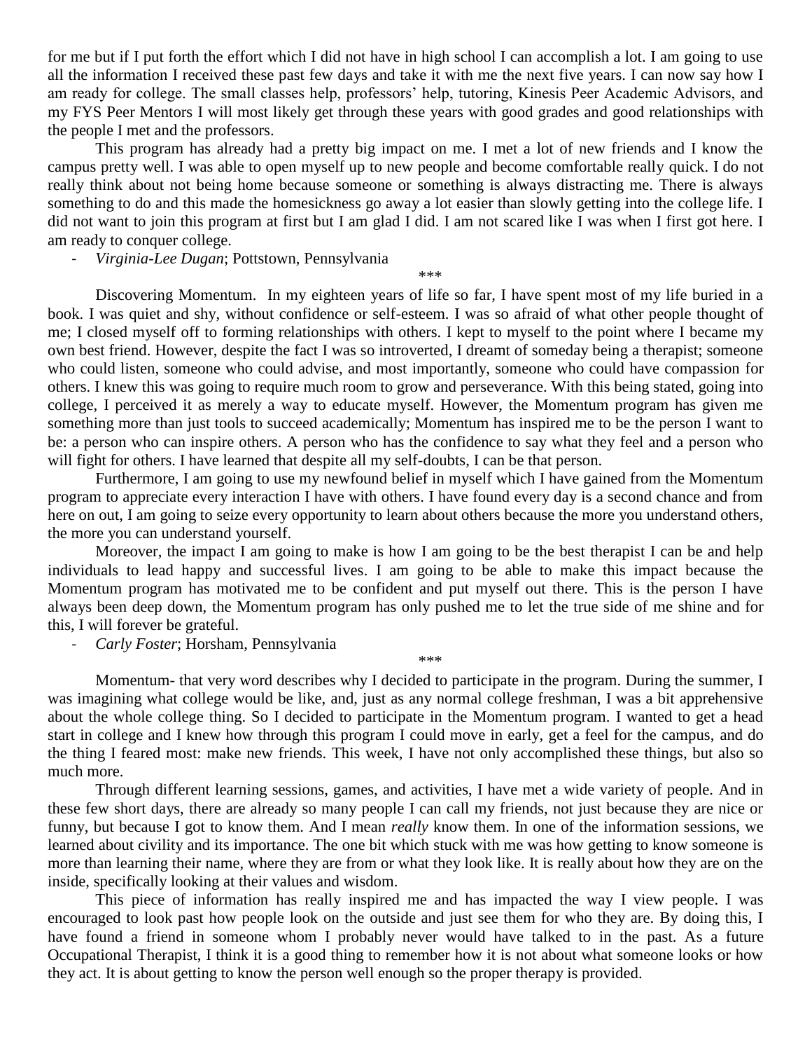for me but if I put forth the effort which I did not have in high school I can accomplish a lot. I am going to use all the information I received these past few days and take it with me the next five years. I can now say how I am ready for college. The small classes help, professors' help, tutoring, Kinesis Peer Academic Advisors, and my FYS Peer Mentors I will most likely get through these years with good grades and good relationships with the people I met and the professors.

This program has already had a pretty big impact on me. I met a lot of new friends and I know the campus pretty well. I was able to open myself up to new people and become comfortable really quick. I do not really think about not being home because someone or something is always distracting me. There is always something to do and this made the homesickness go away a lot easier than slowly getting into the college life. I did not want to join this program at first but I am glad I did. I am not scared like I was when I first got here. I am ready to conquer college.

- *Virginia-Lee Dugan*; Pottstown, Pennsylvania

\*\*\*

Discovering Momentum. In my eighteen years of life so far, I have spent most of my life buried in a book. I was quiet and shy, without confidence or self-esteem. I was so afraid of what other people thought of me; I closed myself off to forming relationships with others. I kept to myself to the point where I became my own best friend. However, despite the fact I was so introverted, I dreamt of someday being a therapist; someone who could listen, someone who could advise, and most importantly, someone who could have compassion for others. I knew this was going to require much room to grow and perseverance. With this being stated, going into college, I perceived it as merely a way to educate myself. However, the Momentum program has given me something more than just tools to succeed academically; Momentum has inspired me to be the person I want to be: a person who can inspire others. A person who has the confidence to say what they feel and a person who will fight for others. I have learned that despite all my self-doubts, I can be that person.

Furthermore, I am going to use my newfound belief in myself which I have gained from the Momentum program to appreciate every interaction I have with others. I have found every day is a second chance and from here on out, I am going to seize every opportunity to learn about others because the more you understand others, the more you can understand yourself.

Moreover, the impact I am going to make is how I am going to be the best therapist I can be and help individuals to lead happy and successful lives. I am going to be able to make this impact because the Momentum program has motivated me to be confident and put myself out there. This is the person I have always been deep down, the Momentum program has only pushed me to let the true side of me shine and for this, I will forever be grateful.

- *Carly Foster*; Horsham, Pennsylvania

\*\*\*

Momentum- that very word describes why I decided to participate in the program. During the summer, I was imagining what college would be like, and, just as any normal college freshman, I was a bit apprehensive about the whole college thing. So I decided to participate in the Momentum program. I wanted to get a head start in college and I knew how through this program I could move in early, get a feel for the campus, and do the thing I feared most: make new friends. This week, I have not only accomplished these things, but also so much more.

Through different learning sessions, games, and activities, I have met a wide variety of people. And in these few short days, there are already so many people I can call my friends, not just because they are nice or funny, but because I got to know them. And I mean *really* know them. In one of the information sessions, we learned about civility and its importance. The one bit which stuck with me was how getting to know someone is more than learning their name, where they are from or what they look like. It is really about how they are on the inside, specifically looking at their values and wisdom.

This piece of information has really inspired me and has impacted the way I view people. I was encouraged to look past how people look on the outside and just see them for who they are. By doing this, I have found a friend in someone whom I probably never would have talked to in the past. As a future Occupational Therapist, I think it is a good thing to remember how it is not about what someone looks or how they act. It is about getting to know the person well enough so the proper therapy is provided.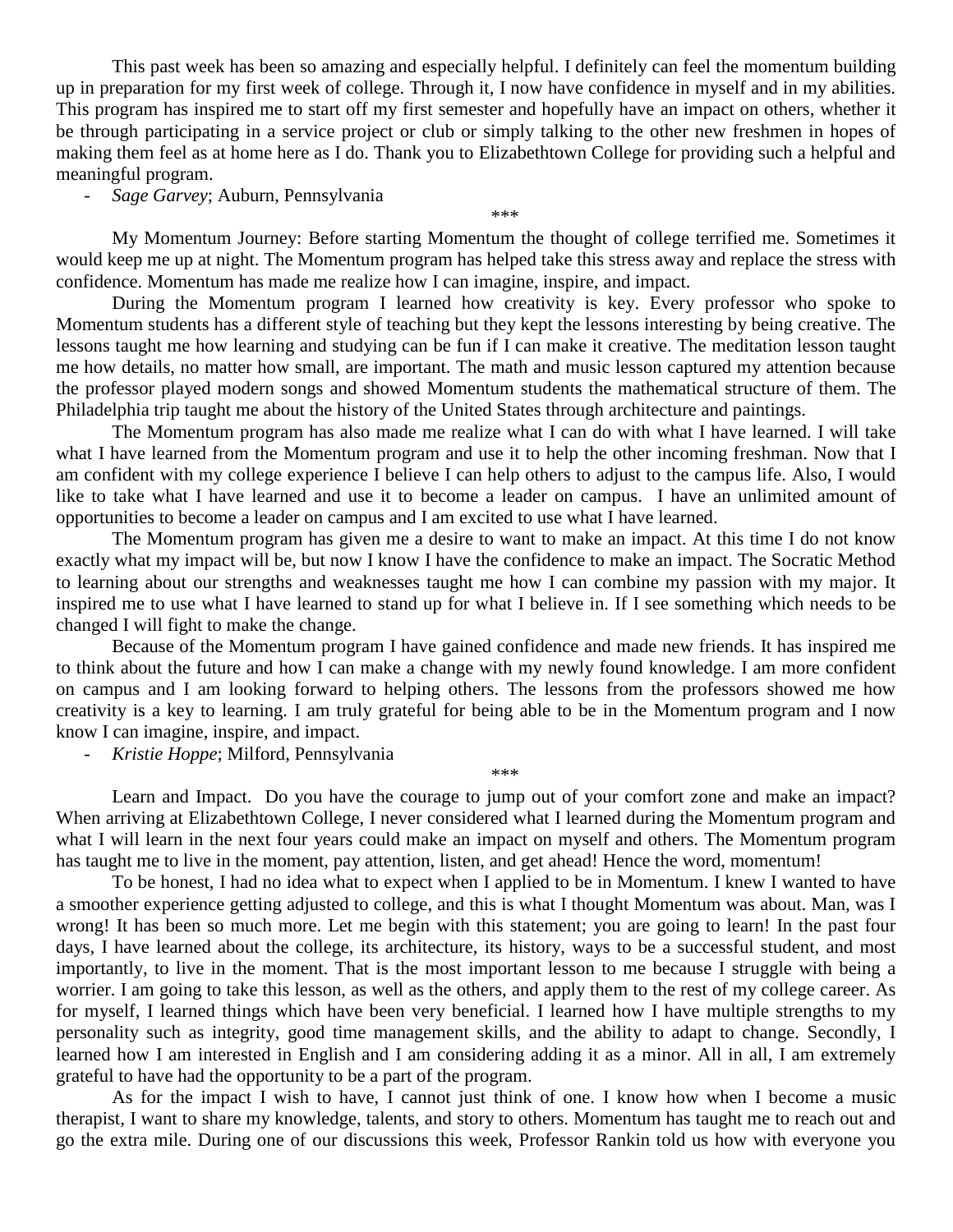This past week has been so amazing and especially helpful. I definitely can feel the momentum building up in preparation for my first week of college. Through it, I now have confidence in myself and in my abilities. This program has inspired me to start off my first semester and hopefully have an impact on others, whether it be through participating in a service project or club or simply talking to the other new freshmen in hopes of making them feel as at home here as I do. Thank you to Elizabethtown College for providing such a helpful and meaningful program.

- *Sage Garvey*; Auburn, Pennsylvania

***

My Momentum Journey: Before starting Momentum the thought of college terrified me. Sometimes it would keep me up at night. The Momentum program has helped take this stress away and replace the stress with confidence. Momentum has made me realize how I can imagine, inspire, and impact.

During the Momentum program I learned how creativity is key. Every professor who spoke to Momentum students has a different style of teaching but they kept the lessons interesting by being creative. The lessons taught me how learning and studying can be fun if I can make it creative. The meditation lesson taught me how details, no matter how small, are important. The math and music lesson captured my attention because the professor played modern songs and showed Momentum students the mathematical structure of them. The Philadelphia trip taught me about the history of the United States through architecture and paintings.

The Momentum program has also made me realize what I can do with what I have learned. I will take what I have learned from the Momentum program and use it to help the other incoming freshman. Now that I am confident with my college experience I believe I can help others to adjust to the campus life. Also, I would like to take what I have learned and use it to become a leader on campus. I have an unlimited amount of opportunities to become a leader on campus and I am excited to use what I have learned.

The Momentum program has given me a desire to want to make an impact. At this time I do not know exactly what my impact will be, but now I know I have the confidence to make an impact. The Socratic Method to learning about our strengths and weaknesses taught me how I can combine my passion with my major. It inspired me to use what I have learned to stand up for what I believe in. If I see something which needs to be changed I will fight to make the change.

Because of the Momentum program I have gained confidence and made new friends. It has inspired me to think about the future and how I can make a change with my newly found knowledge. I am more confident on campus and I am looking forward to helping others. The lessons from the professors showed me how creativity is a key to learning. I am truly grateful for being able to be in the Momentum program and I now know I can imagine, inspire, and impact.

- *Kristie Hoppe*; Milford, Pennsylvania

***

Learn and Impact. Do you have the courage to jump out of your comfort zone and make an impact? When arriving at Elizabethtown College, I never considered what I learned during the Momentum program and what I will learn in the next four years could make an impact on myself and others. The Momentum program has taught me to live in the moment, pay attention, listen, and get ahead! Hence the word, momentum!

To be honest, I had no idea what to expect when I applied to be in Momentum. I knew I wanted to have a smoother experience getting adjusted to college, and this is what I thought Momentum was about. Man, was I wrong! It has been so much more. Let me begin with this statement; you are going to learn! In the past four days, I have learned about the college, its architecture, its history, ways to be a successful student, and most importantly, to live in the moment. That is the most important lesson to me because I struggle with being a worrier. I am going to take this lesson, as well as the others, and apply them to the rest of my college career. As for myself, I learned things which have been very beneficial. I learned how I have multiple strengths to my personality such as integrity, good time management skills, and the ability to adapt to change. Secondly, I learned how I am interested in English and I am considering adding it as a minor. All in all, I am extremely grateful to have had the opportunity to be a part of the program.

As for the impact I wish to have, I cannot just think of one. I know how when I become a music therapist, I want to share my knowledge, talents, and story to others. Momentum has taught me to reach out and go the extra mile. During one of our discussions this week, Professor Rankin told us how with everyone you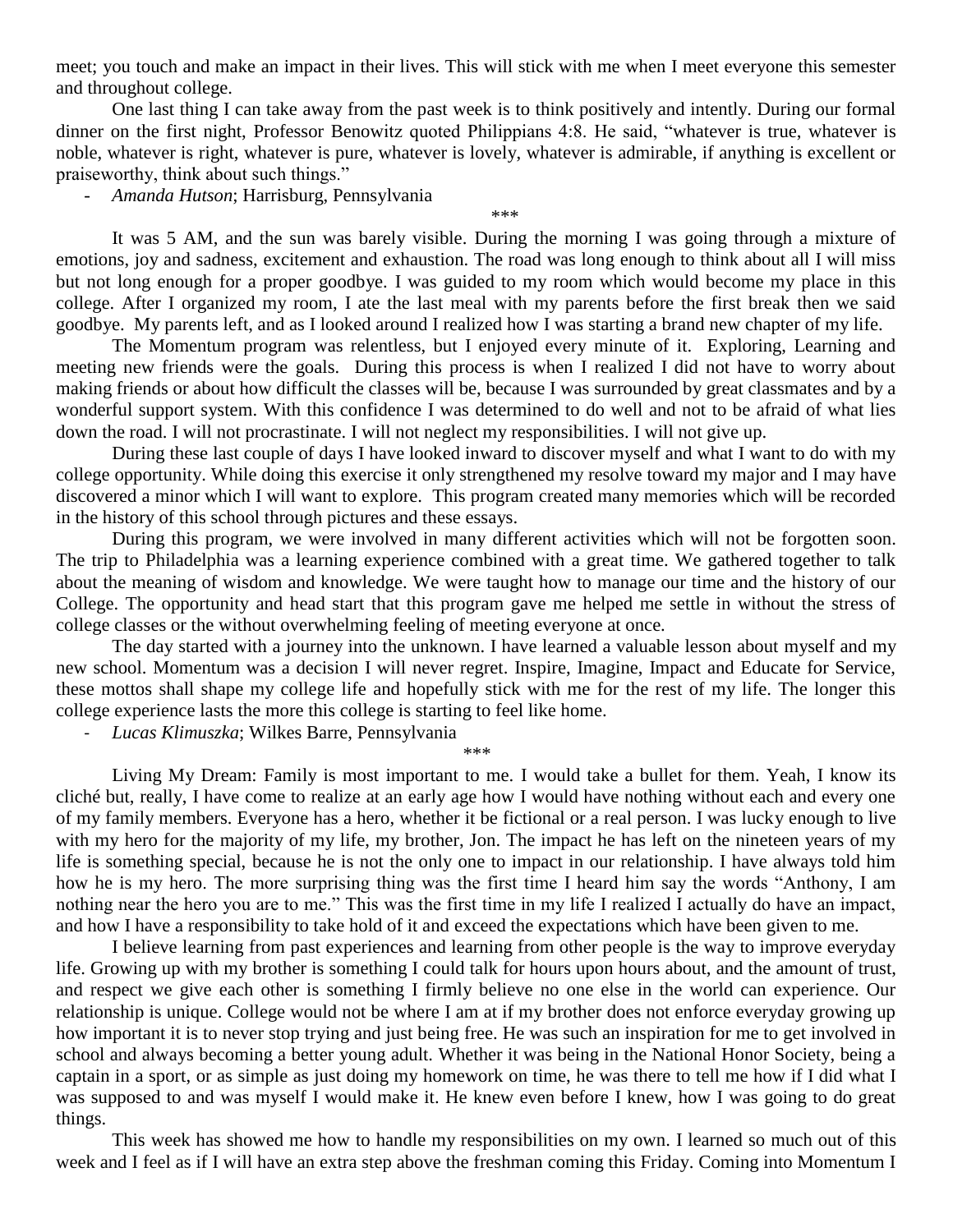meet; you touch and make an impact in their lives. This will stick with me when I meet everyone this semester and throughout college.

One last thing I can take away from the past week is to think positively and intently. During our formal dinner on the first night, Professor Benowitz quoted Philippians 4:8. He said, "whatever is true, whatever is noble, whatever is right, whatever is pure, whatever is lovely, whatever is admirable, if anything is excellent or praiseworthy, think about such things."

- *Amanda Hutson*; Harrisburg, Pennsylvania

\*\*\*

It was 5 AM, and the sun was barely visible. During the morning I was going through a mixture of emotions, joy and sadness, excitement and exhaustion. The road was long enough to think about all I will miss but not long enough for a proper goodbye. I was guided to my room which would become my place in this college. After I organized my room, I ate the last meal with my parents before the first break then we said goodbye. My parents left, and as I looked around I realized how I was starting a brand new chapter of my life.

The Momentum program was relentless, but I enjoyed every minute of it. Exploring, Learning and meeting new friends were the goals. During this process is when I realized I did not have to worry about making friends or about how difficult the classes will be, because I was surrounded by great classmates and by a wonderful support system. With this confidence I was determined to do well and not to be afraid of what lies down the road. I will not procrastinate. I will not neglect my responsibilities. I will not give up.

During these last couple of days I have looked inward to discover myself and what I want to do with my college opportunity. While doing this exercise it only strengthened my resolve toward my major and I may have discovered a minor which I will want to explore. This program created many memories which will be recorded in the history of this school through pictures and these essays.

During this program, we were involved in many different activities which will not be forgotten soon. The trip to Philadelphia was a learning experience combined with a great time. We gathered together to talk about the meaning of wisdom and knowledge. We were taught how to manage our time and the history of our College. The opportunity and head start that this program gave me helped me settle in without the stress of college classes or the without overwhelming feeling of meeting everyone at once.

The day started with a journey into the unknown. I have learned a valuable lesson about myself and my new school. Momentum was a decision I will never regret. Inspire, Imagine, Impact and Educate for Service, these mottos shall shape my college life and hopefully stick with me for the rest of my life. The longer this college experience lasts the more this college is starting to feel like home.

- *Lucas Klimuszka*; Wilkes Barre, Pennsylvania

\*\*\*

Living My Dream: Family is most important to me. I would take a bullet for them. Yeah, I know its cliché but, really, I have come to realize at an early age how I would have nothing without each and every one of my family members. Everyone has a hero, whether it be fictional or a real person. I was lucky enough to live with my hero for the majority of my life, my brother, Jon. The impact he has left on the nineteen years of my life is something special, because he is not the only one to impact in our relationship. I have always told him how he is my hero. The more surprising thing was the first time I heard him say the words "Anthony, I am nothing near the hero you are to me." This was the first time in my life I realized I actually do have an impact, and how I have a responsibility to take hold of it and exceed the expectations which have been given to me.

I believe learning from past experiences and learning from other people is the way to improve everyday life. Growing up with my brother is something I could talk for hours upon hours about, and the amount of trust, and respect we give each other is something I firmly believe no one else in the world can experience. Our relationship is unique. College would not be where I am at if my brother does not enforce everyday growing up how important it is to never stop trying and just being free. He was such an inspiration for me to get involved in school and always becoming a better young adult. Whether it was being in the National Honor Society, being a captain in a sport, or as simple as just doing my homework on time, he was there to tell me how if I did what I was supposed to and was myself I would make it. He knew even before I knew, how I was going to do great things.

This week has showed me how to handle my responsibilities on my own. I learned so much out of this week and I feel as if I will have an extra step above the freshman coming this Friday. Coming into Momentum I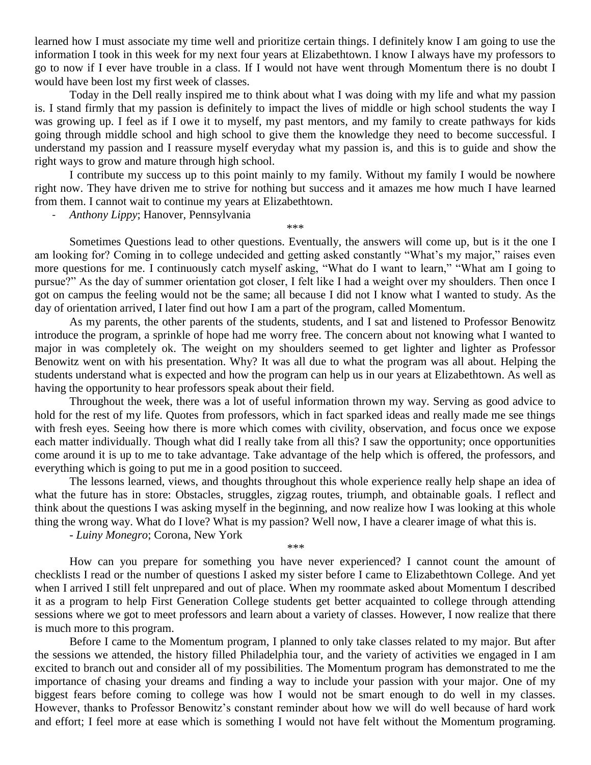learned how I must associate my time well and prioritize certain things. I definitely know I am going to use the information I took in this week for my next four years at Elizabethtown. I know I always have my professors to go to now if I ever have trouble in a class. If I would not have went through Momentum there is no doubt I would have been lost my first week of classes.

Today in the Dell really inspired me to think about what I was doing with my life and what my passion is. I stand firmly that my passion is definitely to impact the lives of middle or high school students the way I was growing up. I feel as if I owe it to myself, my past mentors, and my family to create pathways for kids going through middle school and high school to give them the knowledge they need to become successful. I understand my passion and I reassure myself everyday what my passion is, and this is to guide and show the right ways to grow and mature through high school.

I contribute my success up to this point mainly to my family. Without my family I would be nowhere right now. They have driven me to strive for nothing but success and it amazes me how much I have learned from them. I cannot wait to continue my years at Elizabethtown.

- *Anthony Lippy*; Hanover, Pennsylvania

\*\*\*

Sometimes Questions lead to other questions. Eventually, the answers will come up, but is it the one I am looking for? Coming in to college undecided and getting asked constantly "What's my major," raises even more questions for me. I continuously catch myself asking, "What do I want to learn," "What am I going to pursue?" As the day of summer orientation got closer, I felt like I had a weight over my shoulders. Then once I got on campus the feeling would not be the same; all because I did not I know what I wanted to study. As the day of orientation arrived, I later find out how I am a part of the program, called Momentum.

As my parents, the other parents of the students, students, and I sat and listened to Professor Benowitz introduce the program, a sprinkle of hope had me worry free. The concern about not knowing what I wanted to major in was completely ok. The weight on my shoulders seemed to get lighter and lighter as Professor Benowitz went on with his presentation. Why? It was all due to what the program was all about. Helping the students understand what is expected and how the program can help us in our years at Elizabethtown. As well as having the opportunity to hear professors speak about their field.

Throughout the week, there was a lot of useful information thrown my way. Serving as good advice to hold for the rest of my life. Quotes from professors, which in fact sparked ideas and really made me see things with fresh eyes. Seeing how there is more which comes with civility, observation, and focus once we expose each matter individually. Though what did I really take from all this? I saw the opportunity; once opportunities come around it is up to me to take advantage. Take advantage of the help which is offered, the professors, and everything which is going to put me in a good position to succeed.

The lessons learned, views, and thoughts throughout this whole experience really help shape an idea of what the future has in store: Obstacles, struggles, zigzag routes, triumph, and obtainable goals. I reflect and think about the questions I was asking myself in the beginning, and now realize how I was looking at this whole thing the wrong way. What do I love? What is my passion? Well now, I have a clearer image of what this is.

- *Luiny Monegro*; Corona, New York

\*\*\*

How can you prepare for something you have never experienced? I cannot count the amount of checklists I read or the number of questions I asked my sister before I came to Elizabethtown College. And yet when I arrived I still felt unprepared and out of place. When my roommate asked about Momentum I described it as a program to help First Generation College students get better acquainted to college through attending sessions where we got to meet professors and learn about a variety of classes. However, I now realize that there is much more to this program.

Before I came to the Momentum program, I planned to only take classes related to my major. But after the sessions we attended, the history filled Philadelphia tour, and the variety of activities we engaged in I am excited to branch out and consider all of my possibilities. The Momentum program has demonstrated to me the importance of chasing your dreams and finding a way to include your passion with your major. One of my biggest fears before coming to college was how I would not be smart enough to do well in my classes. However, thanks to Professor Benowitz's constant reminder about how we will do well because of hard work and effort; I feel more at ease which is something I would not have felt without the Momentum programing.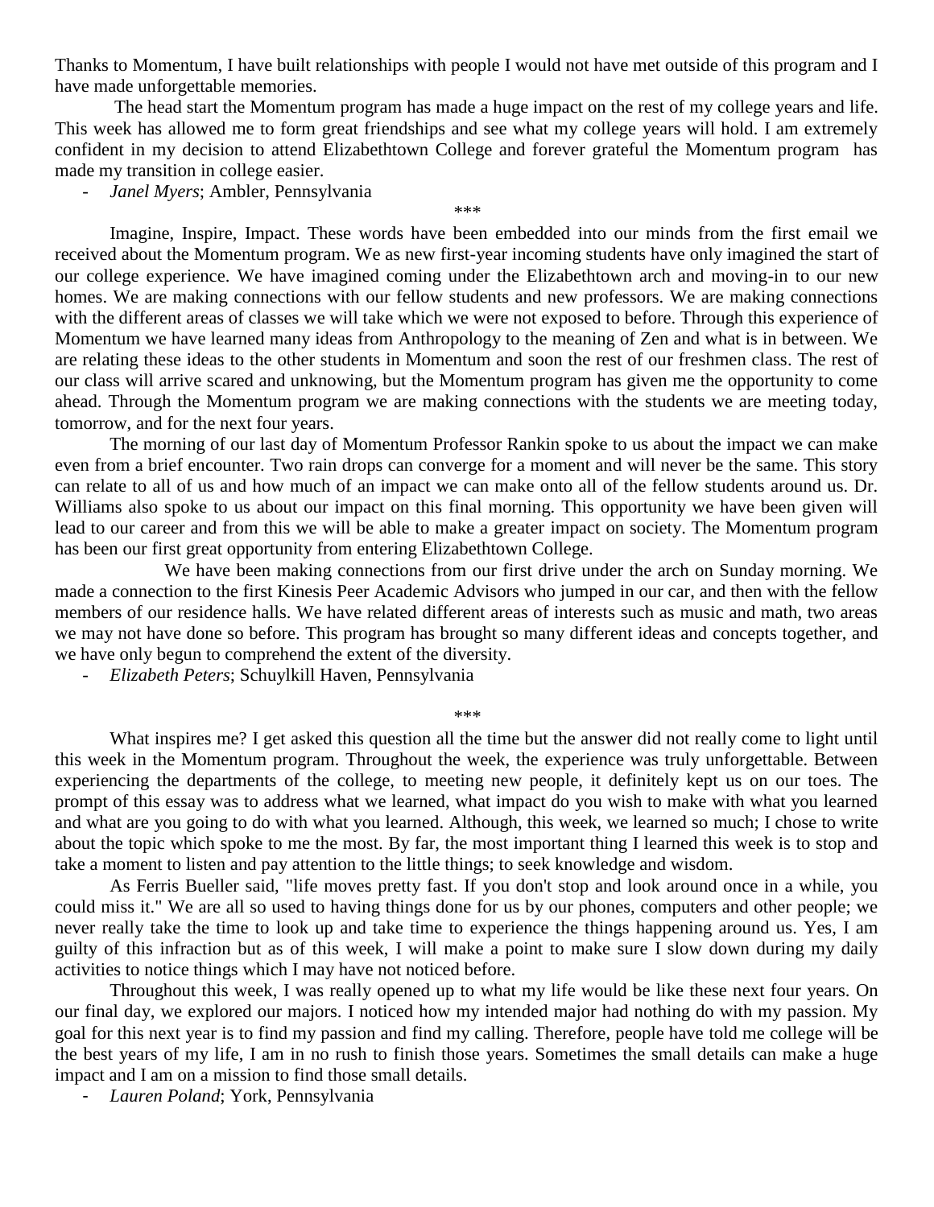Thanks to Momentum, I have built relationships with people I would not have met outside of this program and I have made unforgettable memories.

The head start the Momentum program has made a huge impact on the rest of my college years and life. This week has allowed me to form great friendships and see what my college years will hold. I am extremely confident in my decision to attend Elizabethtown College and forever grateful the Momentum program has made my transition in college easier.

- *Janel Myers*; Ambler, Pennsylvania

***

Imagine, Inspire, Impact. These words have been embedded into our minds from the first email we received about the Momentum program. We as new first-year incoming students have only imagined the start of our college experience. We have imagined coming under the Elizabethtown arch and moving-in to our new homes. We are making connections with our fellow students and new professors. We are making connections with the different areas of classes we will take which we were not exposed to before. Through this experience of Momentum we have learned many ideas from Anthropology to the meaning of Zen and what is in between. We are relating these ideas to the other students in Momentum and soon the rest of our freshmen class. The rest of our class will arrive scared and unknowing, but the Momentum program has given me the opportunity to come ahead. Through the Momentum program we are making connections with the students we are meeting today, tomorrow, and for the next four years.

The morning of our last day of Momentum Professor Rankin spoke to us about the impact we can make even from a brief encounter. Two rain drops can converge for a moment and will never be the same. This story can relate to all of us and how much of an impact we can make onto all of the fellow students around us. Dr. Williams also spoke to us about our impact on this final morning. This opportunity we have been given will lead to our career and from this we will be able to make a greater impact on society. The Momentum program has been our first great opportunity from entering Elizabethtown College.

We have been making connections from our first drive under the arch on Sunday morning. We made a connection to the first Kinesis Peer Academic Advisors who jumped in our car, and then with the fellow members of our residence halls. We have related different areas of interests such as music and math, two areas we may not have done so before. This program has brought so many different ideas and concepts together, and we have only begun to comprehend the extent of the diversity.

- *Elizabeth Peters*; Schuylkill Haven, Pennsylvania

***

What inspires me? I get asked this question all the time but the answer did not really come to light until this week in the Momentum program. Throughout the week, the experience was truly unforgettable. Between experiencing the departments of the college, to meeting new people, it definitely kept us on our toes. The prompt of this essay was to address what we learned, what impact do you wish to make with what you learned and what are you going to do with what you learned. Although, this week, we learned so much; I chose to write about the topic which spoke to me the most. By far, the most important thing I learned this week is to stop and take a moment to listen and pay attention to the little things; to seek knowledge and wisdom.

As Ferris Bueller said, "life moves pretty fast. If you don't stop and look around once in a while, you could miss it." We are all so used to having things done for us by our phones, computers and other people; we never really take the time to look up and take time to experience the things happening around us. Yes, I am guilty of this infraction but as of this week, I will make a point to make sure I slow down during my daily activities to notice things which I may have not noticed before.

Throughout this week, I was really opened up to what my life would be like these next four years. On our final day, we explored our majors. I noticed how my intended major had nothing do with my passion. My goal for this next year is to find my passion and find my calling. Therefore, people have told me college will be the best years of my life, I am in no rush to finish those years. Sometimes the small details can make a huge impact and I am on a mission to find those small details.

- *Lauren Poland*; York, Pennsylvania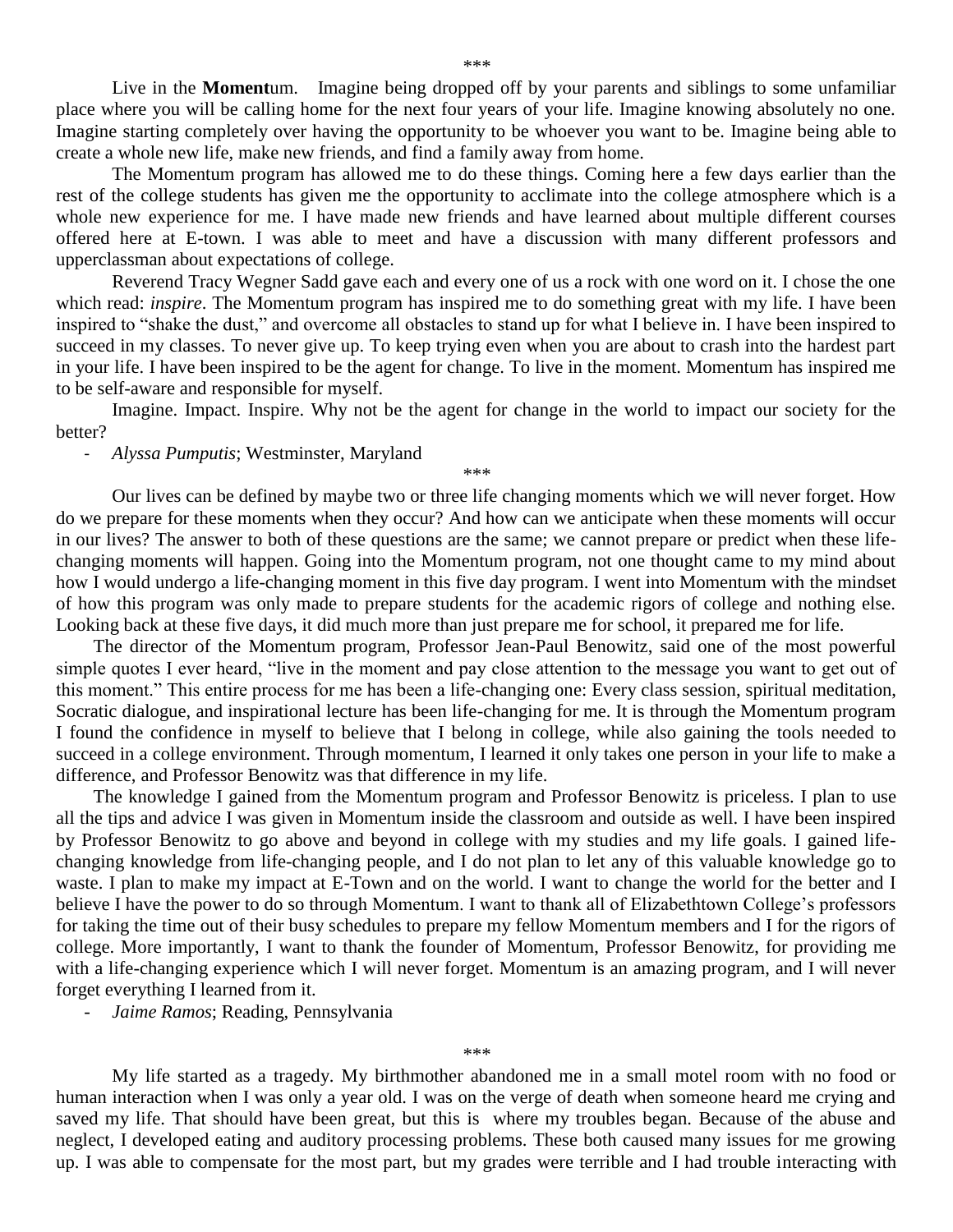\*\*\*

Live in the **Moment**um. Imagine being dropped off by your parents and siblings to some unfamiliar place where you will be calling home for the next four years of your life. Imagine knowing absolutely no one. Imagine starting completely over having the opportunity to be whoever you want to be. Imagine being able to create a whole new life, make new friends, and find a family away from home.

The Momentum program has allowed me to do these things. Coming here a few days earlier than the rest of the college students has given me the opportunity to acclimate into the college atmosphere which is a whole new experience for me. I have made new friends and have learned about multiple different courses offered here at E-town. I was able to meet and have a discussion with many different professors and upperclassman about expectations of college.

Reverend Tracy Wegner Sadd gave each and every one of us a rock with one word on it. I chose the one which read: *inspire*. The Momentum program has inspired me to do something great with my life. I have been inspired to "shake the dust," and overcome all obstacles to stand up for what I believe in. I have been inspired to succeed in my classes. To never give up. To keep trying even when you are about to crash into the hardest part in your life. I have been inspired to be the agent for change. To live in the moment. Momentum has inspired me to be self-aware and responsible for myself.

Imagine. Impact. Inspire. Why not be the agent for change in the world to impact our society for the better?

- *Alyssa Pumputis*; Westminster, Maryland

\*\*\*

Our lives can be defined by maybe two or three life changing moments which we will never forget. How do we prepare for these moments when they occur? And how can we anticipate when these moments will occur in our lives? The answer to both of these questions are the same; we cannot prepare or predict when these life-changing moments will happen. Going into the Momentum program, not one thought came to my mind about how I would undergo a life-changing moment in this five day program. I went into Momentum with the mindset of how this program was only made to prepare students for the academic rigors of college and nothing else. Looking back at these five days, it did much more than just prepare me for school, it prepared me for life.

The director of the Momentum program, Professor Jean-Paul Benowitz, said one of the most powerful simple quotes I ever heard, "live in the moment and pay close attention to the message you want to get out of this moment." This entire process for me has been a life-changing one: Every class session, spiritual meditation, Socratic dialogue, and inspirational lecture has been life-changing for me. It is through the Momentum program I found the confidence in myself to believe that I belong in college, while also gaining the tools needed to succeed in a college environment. Through momentum, I learned it only takes one person in your life to make a difference, and Professor Benowitz was that difference in my life.

The knowledge I gained from the Momentum program and Professor Benowitz is priceless. I plan to use all the tips and advice I was given in Momentum inside the classroom and outside as well. I have been inspired by Professor Benowitz to go above and beyond in college with my studies and my life goals. I gained life-changing knowledge from life-changing people, and I do not plan to let any of this valuable knowledge go to waste. I plan to make my impact at E-Town and on the world. I want to change the world for the better and I believe I have the power to do so through Momentum. I want to thank all of Elizabethtown College's professors for taking the time out of their busy schedules to prepare my fellow Momentum members and I for the rigors of college. More importantly, I want to thank the founder of Momentum, Professor Benowitz, for providing me with a life-changing experience which I will never forget. Momentum is an amazing program, and I will never forget everything I learned from it.

- *Jaime Ramos*; Reading, Pennsylvania

\*\*\*

My life started as a tragedy. My birthmother abandoned me in a small motel room with no food or human interaction when I was only a year old. I was on the verge of death when someone heard me crying and saved my life. That should have been great, but this is where my troubles began. Because of the abuse and neglect, I developed eating and auditory processing problems. These both caused many issues for me growing up. I was able to compensate for the most part, but my grades were terrible and I had trouble interacting with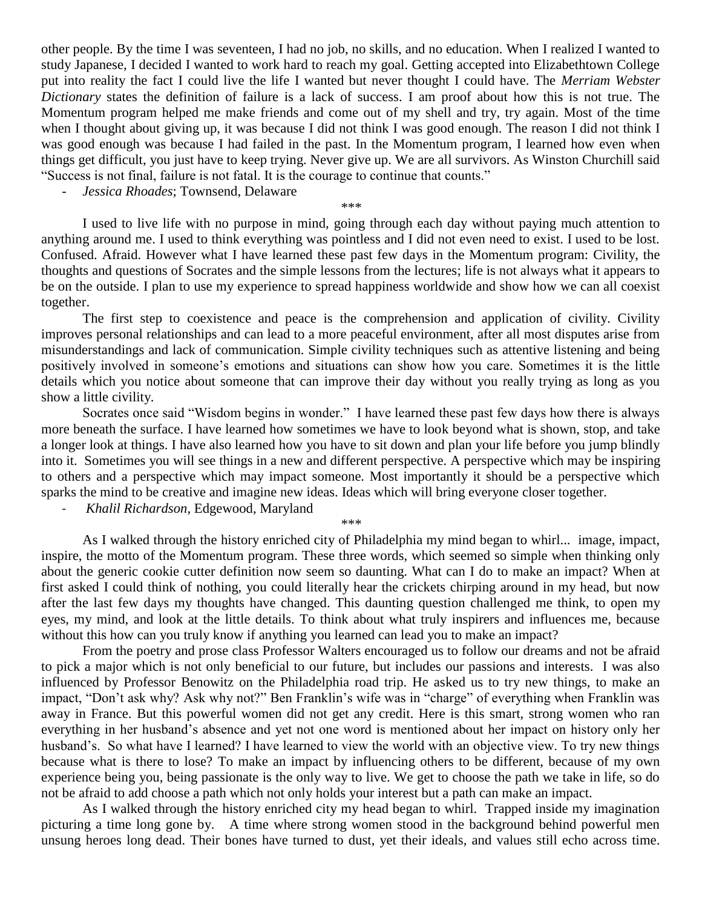other people. By the time I was seventeen, I had no job, no skills, and no education. When I realized I wanted to study Japanese, I decided I wanted to work hard to reach my goal. Getting accepted into Elizabethtown College put into reality the fact I could live the life I wanted but never thought I could have. The *Merriam Webster Dictionary* states the definition of failure is a lack of success. I am proof about how this is not true. The Momentum program helped me make friends and come out of my shell and try, try again. Most of the time when I thought about giving up, it was because I did not think I was good enough. The reason I did not think I was good enough was because I had failed in the past. In the Momentum program, I learned how even when things get difficult, you just have to keep trying. Never give up. We are all survivors. As Winston Churchill said "Success is not final, failure is not fatal. It is the courage to continue that counts."

- *Jessica Rhoades*; Townsend, Delaware

\*\*\*

I used to live life with no purpose in mind, going through each day without paying much attention to anything around me. I used to think everything was pointless and I did not even need to exist. I used to be lost. Confused. Afraid. However what I have learned these past few days in the Momentum program: Civility, the thoughts and questions of Socrates and the simple lessons from the lectures; life is not always what it appears to be on the outside. I plan to use my experience to spread happiness worldwide and show how we can all coexist together.

The first step to coexistence and peace is the comprehension and application of civility. Civility improves personal relationships and can lead to a more peaceful environment, after all most disputes arise from misunderstandings and lack of communication. Simple civility techniques such as attentive listening and being positively involved in someone's emotions and situations can show how you care. Sometimes it is the little details which you notice about someone that can improve their day without you really trying as long as you show a little civility.

Socrates once said "Wisdom begins in wonder." I have learned these past few days how there is always more beneath the surface. I have learned how sometimes we have to look beyond what is shown, stop, and take a longer look at things. I have also learned how you have to sit down and plan your life before you jump blindly into it. Sometimes you will see things in a new and different perspective. A perspective which may be inspiring to others and a perspective which may impact someone. Most importantly it should be a perspective which sparks the mind to be creative and imagine new ideas. Ideas which will bring everyone closer together.

- *Khalil Richardson*, Edgewood, Maryland

\*\*\*

As I walked through the history enriched city of Philadelphia my mind began to whirl... image, impact, inspire, the motto of the Momentum program. These three words, which seemed so simple when thinking only about the generic cookie cutter definition now seem so daunting. What can I do to make an impact? When at first asked I could think of nothing, you could literally hear the crickets chirping around in my head, but now after the last few days my thoughts have changed. This daunting question challenged me think, to open my eyes, my mind, and look at the little details. To think about what truly inspirers and influences me, because without this how can you truly know if anything you learned can lead you to make an impact?

From the poetry and prose class Professor Walters encouraged us to follow our dreams and not be afraid to pick a major which is not only beneficial to our future, but includes our passions and interests. I was also influenced by Professor Benowitz on the Philadelphia road trip. He asked us to try new things, to make an impact, "Don't ask why? Ask why not?" Ben Franklin's wife was in "charge" of everything when Franklin was away in France. But this powerful women did not get any credit. Here is this smart, strong women who ran everything in her husband's absence and yet not one word is mentioned about her impact on history only her husband's. So what have I learned? I have learned to view the world with an objective view. To try new things because what is there to lose? To make an impact by influencing others to be different, because of my own experience being you, being passionate is the only way to live. We get to choose the path we take in life, so do not be afraid to add choose a path which not only holds your interest but a path can make an impact.

As I walked through the history enriched city my head began to whirl. Trapped inside my imagination picturing a time long gone by. A time where strong women stood in the background behind powerful men unsung heroes long dead. Their bones have turned to dust, yet their ideals, and values still echo across time.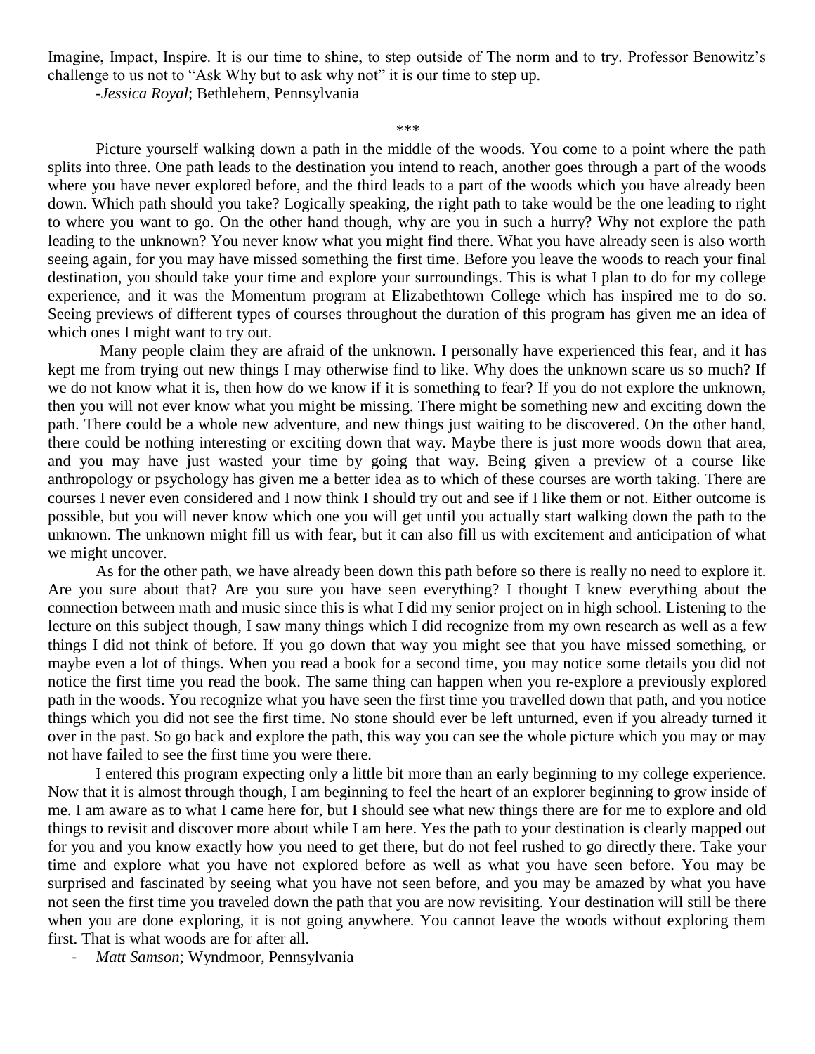Imagine, Impact, Inspire. It is our time to shine, to step outside of The norm and to try. Professor Benowitz's challenge to us not to "Ask Why but to ask why not" it is our time to step up.

-*Jessica Royal*; Bethlehem, Pennsylvania

***

Picture yourself walking down a path in the middle of the woods. You come to a point where the path splits into three. One path leads to the destination you intend to reach, another goes through a part of the woods where you have never explored before, and the third leads to a part of the woods which you have already been down. Which path should you take? Logically speaking, the right path to take would be the one leading to right to where you want to go. On the other hand though, why are you in such a hurry? Why not explore the path leading to the unknown? You never know what you might find there. What you have already seen is also worth seeing again, for you may have missed something the first time. Before you leave the woods to reach your final destination, you should take your time and explore your surroundings. This is what I plan to do for my college experience, and it was the Momentum program at Elizabethtown College which has inspired me to do so. Seeing previews of different types of courses throughout the duration of this program has given me an idea of which ones I might want to try out.

Many people claim they are afraid of the unknown. I personally have experienced this fear, and it has kept me from trying out new things I may otherwise find to like. Why does the unknown scare us so much? If we do not know what it is, then how do we know if it is something to fear? If you do not explore the unknown, then you will not ever know what you might be missing. There might be something new and exciting down the path. There could be a whole new adventure, and new things just waiting to be discovered. On the other hand, there could be nothing interesting or exciting down that way. Maybe there is just more woods down that area, and you may have just wasted your time by going that way. Being given a preview of a course like anthropology or psychology has given me a better idea as to which of these courses are worth taking. There are courses I never even considered and I now think I should try out and see if I like them or not. Either outcome is possible, but you will never know which one you will get until you actually start walking down the path to the unknown. The unknown might fill us with fear, but it can also fill us with excitement and anticipation of what we might uncover.

As for the other path, we have already been down this path before so there is really no need to explore it. Are you sure about that? Are you sure you have seen everything? I thought I knew everything about the connection between math and music since this is what I did my senior project on in high school. Listening to the lecture on this subject though, I saw many things which I did recognize from my own research as well as a few things I did not think of before. If you go down that way you might see that you have missed something, or maybe even a lot of things. When you read a book for a second time, you may notice some details you did not notice the first time you read the book. The same thing can happen when you re-explore a previously explored path in the woods. You recognize what you have seen the first time you travelled down that path, and you notice things which you did not see the first time. No stone should ever be left unturned, even if you already turned it over in the past. So go back and explore the path, this way you can see the whole picture which you may or may not have failed to see the first time you were there.

I entered this program expecting only a little bit more than an early beginning to my college experience. Now that it is almost through though, I am beginning to feel the heart of an explorer beginning to grow inside of me. I am aware as to what I came here for, but I should see what new things there are for me to explore and old things to revisit and discover more about while I am here. Yes the path to your destination is clearly mapped out for you and you know exactly how you need to get there, but do not feel rushed to go directly there. Take your time and explore what you have not explored before as well as what you have seen before. You may be surprised and fascinated by seeing what you have not seen before, and you may be amazed by what you have not seen the first time you traveled down the path that you are now revisiting. Your destination will still be there when you are done exploring, it is not going anywhere. You cannot leave the woods without exploring them first. That is what woods are for after all.

- *Matt Samson*; Wyndmoor, Pennsylvania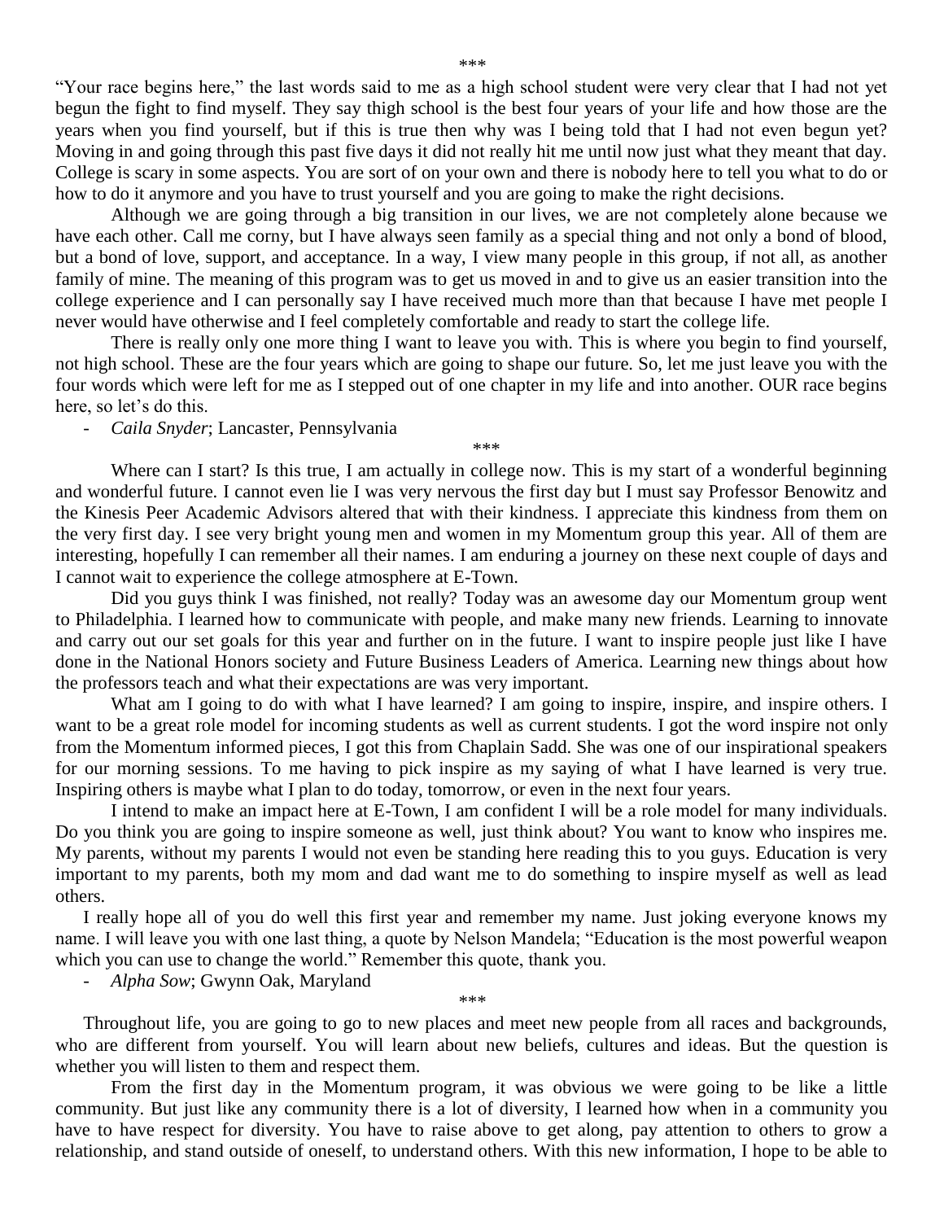\*\*\*

"Your race begins here," the last words said to me as a high school student were very clear that I had not yet begun the fight to find myself. They say thigh school is the best four years of your life and how those are the years when you find yourself, but if this is true then why was I being told that I had not even begun yet? Moving in and going through this past five days it did not really hit me until now just what they meant that day. College is scary in some aspects. You are sort of on your own and there is nobody here to tell you what to do or how to do it anymore and you have to trust yourself and you are going to make the right decisions.

Although we are going through a big transition in our lives, we are not completely alone because we have each other. Call me corny, but I have always seen family as a special thing and not only a bond of blood, but a bond of love, support, and acceptance. In a way, I view many people in this group, if not all, as another family of mine. The meaning of this program was to get us moved in and to give us an easier transition into the college experience and I can personally say I have received much more than that because I have met people I never would have otherwise and I feel completely comfortable and ready to start the college life.

There is really only one more thing I want to leave you with. This is where you begin to find yourself, not high school. These are the four years which are going to shape our future. So, let me just leave you with the four words which were left for me as I stepped out of one chapter in my life and into another. OUR race begins here, so let's do this.

- *Caila Snyder*; Lancaster, Pennsylvania

\*\*\*

Where can I start? Is this true, I am actually in college now. This is my start of a wonderful beginning and wonderful future. I cannot even lie I was very nervous the first day but I must say Professor Benowitz and the Kinesis Peer Academic Advisors altered that with their kindness. I appreciate this kindness from them on the very first day. I see very bright young men and women in my Momentum group this year. All of them are interesting, hopefully I can remember all their names. I am enduring a journey on these next couple of days and I cannot wait to experience the college atmosphere at E-Town.

Did you guys think I was finished, not really? Today was an awesome day our Momentum group went to Philadelphia. I learned how to communicate with people, and make many new friends. Learning to innovate and carry out our set goals for this year and further on in the future. I want to inspire people just like I have done in the National Honors society and Future Business Leaders of America. Learning new things about how the professors teach and what their expectations are was very important.

What am I going to do with what I have learned? I am going to inspire, inspire, and inspire others. I want to be a great role model for incoming students as well as current students. I got the word inspire not only from the Momentum informed pieces, I got this from Chaplain Sadd. She was one of our inspirational speakers for our morning sessions. To me having to pick inspire as my saying of what I have learned is very true. Inspiring others is maybe what I plan to do today, tomorrow, or even in the next four years.

I intend to make an impact here at E-Town, I am confident I will be a role model for many individuals. Do you think you are going to inspire someone as well, just think about? You want to know who inspires me. My parents, without my parents I would not even be standing here reading this to you guys. Education is very important to my parents, both my mom and dad want me to do something to inspire myself as well as lead others.

I really hope all of you do well this first year and remember my name. Just joking everyone knows my name. I will leave you with one last thing, a quote by Nelson Mandela; "Education is the most powerful weapon which you can use to change the world." Remember this quote, thank you.

- *Alpha Sow*; Gwynn Oak, Maryland

\*\*\*

Throughout life, you are going to go to new places and meet new people from all races and backgrounds, who are different from yourself. You will learn about new beliefs, cultures and ideas. But the question is whether you will listen to them and respect them.

From the first day in the Momentum program, it was obvious we were going to be like a little community. But just like any community there is a lot of diversity, I learned how when in a community you have to have respect for diversity. You have to raise above to get along, pay attention to others to grow a relationship, and stand outside of oneself, to understand others. With this new information, I hope to be able to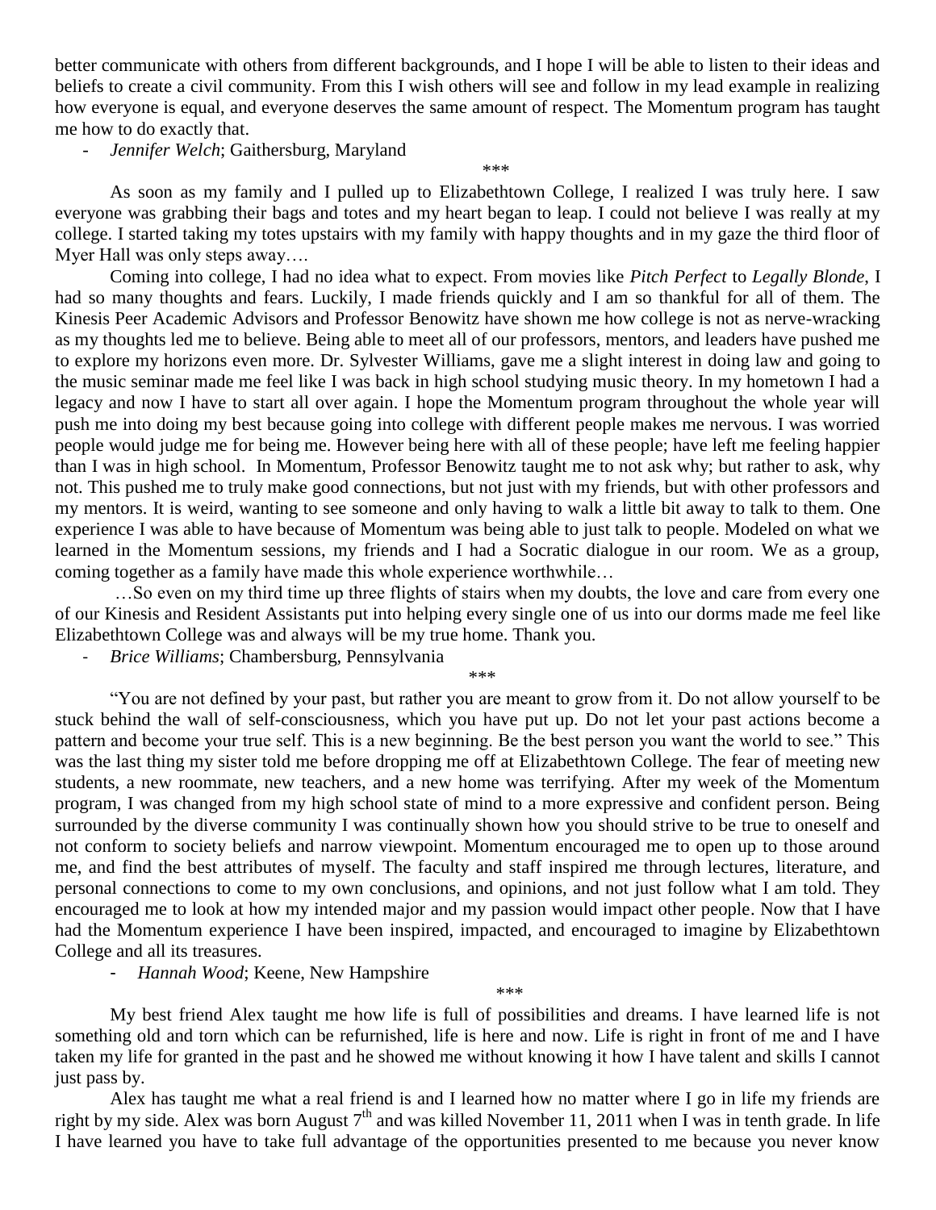better communicate with others from different backgrounds, and I hope I will be able to listen to their ideas and beliefs to create a civil community. From this I wish others will see and follow in my lead example in realizing how everyone is equal, and everyone deserves the same amount of respect. The Momentum program has taught me how to do exactly that.

- *Jennifer Welch*; Gaithersburg, Maryland

\*\*\*

As soon as my family and I pulled up to Elizabethtown College, I realized I was truly here. I saw everyone was grabbing their bags and totes and my heart began to leap. I could not believe I was really at my college. I started taking my totes upstairs with my family with happy thoughts and in my gaze the third floor of Myer Hall was only steps away….

Coming into college, I had no idea what to expect. From movies like *Pitch Perfect* to *Legally Blonde*, I had so many thoughts and fears. Luckily, I made friends quickly and I am so thankful for all of them. The Kinesis Peer Academic Advisors and Professor Benowitz have shown me how college is not as nerve-wracking as my thoughts led me to believe. Being able to meet all of our professors, mentors, and leaders have pushed me to explore my horizons even more. Dr. Sylvester Williams, gave me a slight interest in doing law and going to the music seminar made me feel like I was back in high school studying music theory. In my hometown I had a legacy and now I have to start all over again. I hope the Momentum program throughout the whole year will push me into doing my best because going into college with different people makes me nervous. I was worried people would judge me for being me. However being here with all of these people; have left me feeling happier than I was in high school. In Momentum, Professor Benowitz taught me to not ask why; but rather to ask, why not. This pushed me to truly make good connections, but not just with my friends, but with other professors and my mentors. It is weird, wanting to see someone and only having to walk a little bit away to talk to them. One experience I was able to have because of Momentum was being able to just talk to people. Modeled on what we learned in the Momentum sessions, my friends and I had a Socratic dialogue in our room. We as a group, coming together as a family have made this whole experience worthwhile…

…So even on my third time up three flights of stairs when my doubts, the love and care from every one of our Kinesis and Resident Assistants put into helping every single one of us into our dorms made me feel like Elizabethtown College was and always will be my true home. Thank you.

- *Brice Williams*; Chambersburg, Pennsylvania

\*\*\*

"You are not defined by your past, but rather you are meant to grow from it. Do not allow yourself to be stuck behind the wall of self-consciousness, which you have put up. Do not let your past actions become a pattern and become your true self. This is a new beginning. Be the best person you want the world to see." This was the last thing my sister told me before dropping me off at Elizabethtown College. The fear of meeting new students, a new roommate, new teachers, and a new home was terrifying. After my week of the Momentum program, I was changed from my high school state of mind to a more expressive and confident person. Being surrounded by the diverse community I was continually shown how you should strive to be true to oneself and not conform to society beliefs and narrow viewpoint. Momentum encouraged me to open up to those around me, and find the best attributes of myself. The faculty and staff inspired me through lectures, literature, and personal connections to come to my own conclusions, and opinions, and not just follow what I am told. They encouraged me to look at how my intended major and my passion would impact other people. Now that I have had the Momentum experience I have been inspired, impacted, and encouraged to imagine by Elizabethtown College and all its treasures.

- *Hannah Wood*; Keene, New Hampshire

\*\*\*

My best friend Alex taught me how life is full of possibilities and dreams. I have learned life is not something old and torn which can be refurnished, life is here and now. Life is right in front of me and I have taken my life for granted in the past and he showed me without knowing it how I have talent and skills I cannot just pass by.

Alex has taught me what a real friend is and I learned how no matter where I go in life my friends are right by my side. Alex was born August 7th and was killed November 11, 2011 when I was in tenth grade. In life I have learned you have to take full advantage of the opportunities presented to me because you never know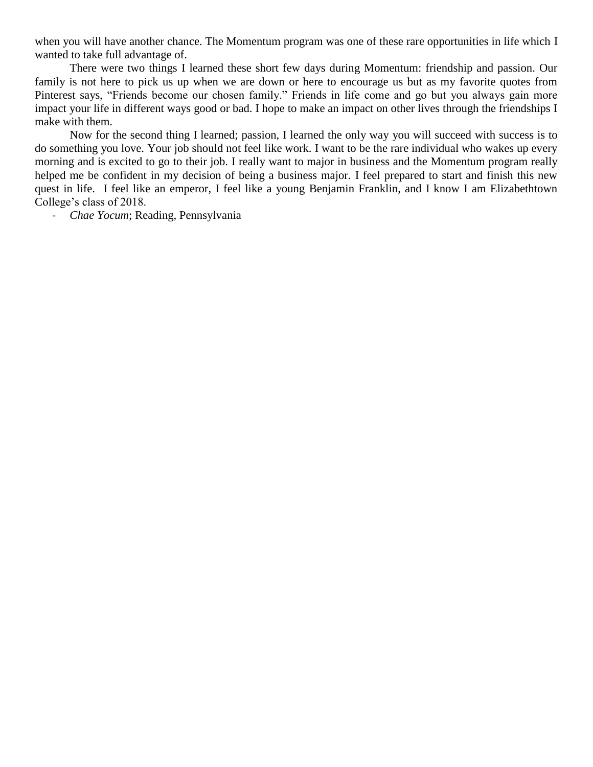when you will have another chance. The Momentum program was one of these rare opportunities in life which I wanted to take full advantage of.

There were two things I learned these short few days during Momentum: friendship and passion. Our family is not here to pick us up when we are down or here to encourage us but as my favorite quotes from Pinterest says, "Friends become our chosen family." Friends in life come and go but you always gain more impact your life in different ways good or bad. I hope to make an impact on other lives through the friendships I make with them.

Now for the second thing I learned; passion, I learned the only way you will succeed with success is to do something you love. Your job should not feel like work. I want to be the rare individual who wakes up every morning and is excited to go to their job. I really want to major in business and the Momentum program really helped me be confident in my decision of being a business major. I feel prepared to start and finish this new quest in life. I feel like an emperor, I feel like a young Benjamin Franklin, and I know I am Elizabethtown College's class of 2018.

- *Chae Yocum*; Reading, Pennsylvania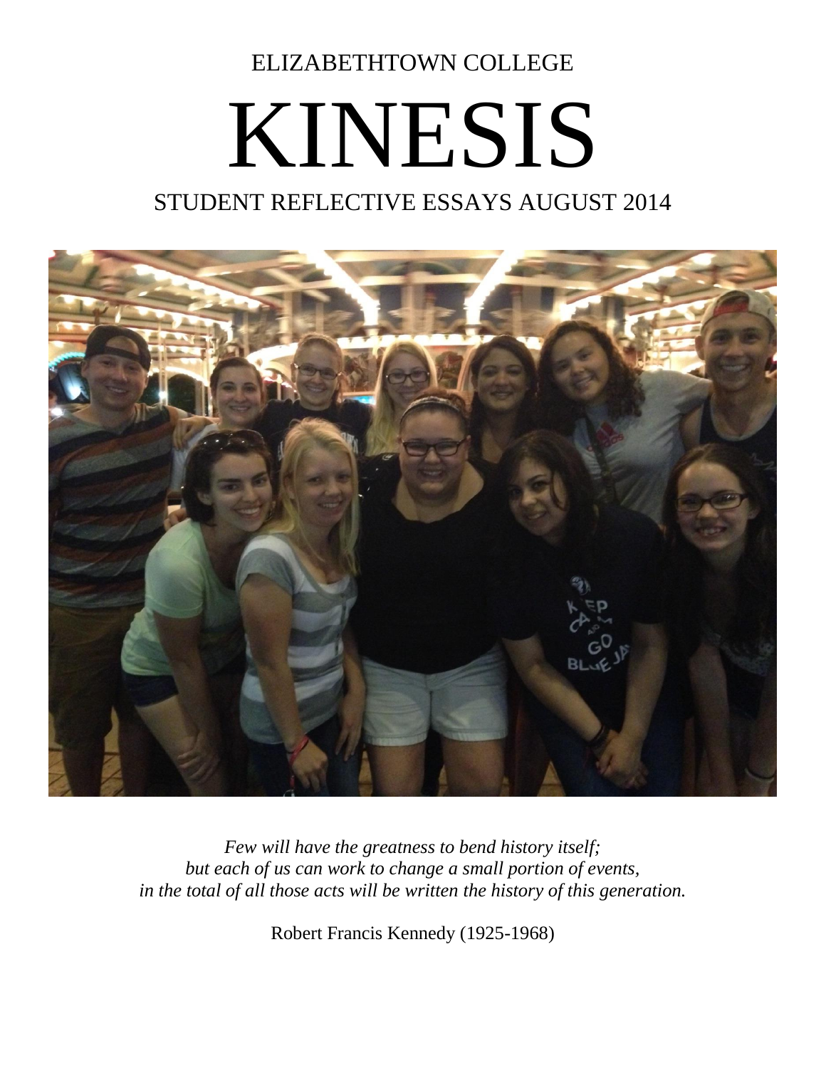ELIZABETHTOWN COLLEGE

# KINESIS

## STUDENT REFLECTIVE ESSAYS AUGUST 2014

*Few will have the greatness to bend history itself;*
*but each of us can work to change a small portion of events,*
*in the total of all those acts will be written the history of this generation.*

Robert Francis Kennedy (1925-1968)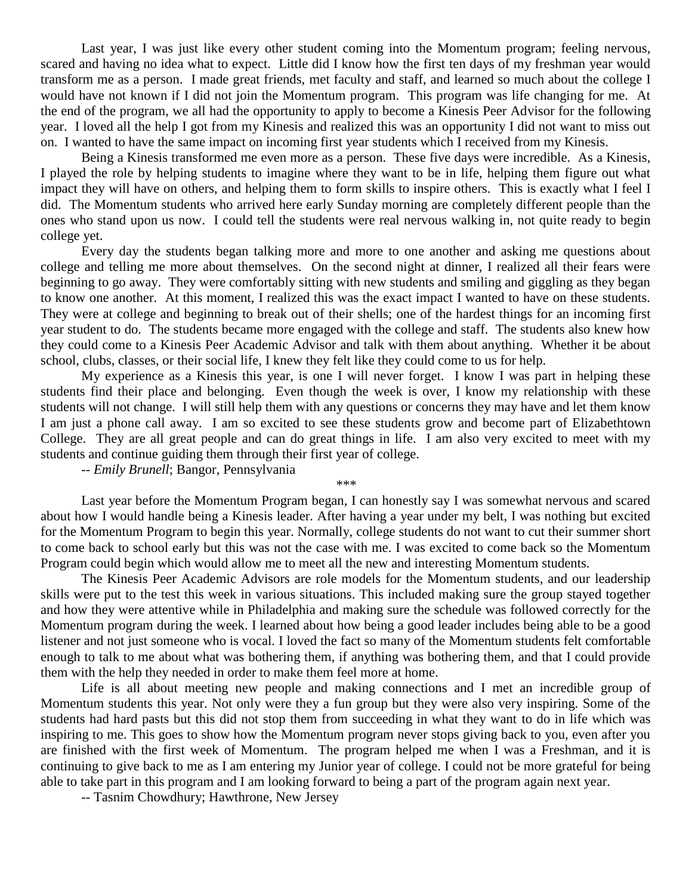Last year, I was just like every other student coming into the Momentum program; feeling nervous, scared and having no idea what to expect. Little did I know how the first ten days of my freshman year would transform me as a person. I made great friends, met faculty and staff, and learned so much about the college I would have not known if I did not join the Momentum program. This program was life changing for me. At the end of the program, we all had the opportunity to apply to become a Kinesis Peer Advisor for the following year. I loved all the help I got from my Kinesis and realized this was an opportunity I did not want to miss out on. I wanted to have the same impact on incoming first year students which I received from my Kinesis.

Being a Kinesis transformed me even more as a person. These five days were incredible. As a Kinesis, I played the role by helping students to imagine where they want to be in life, helping them figure out what impact they will have on others, and helping them to form skills to inspire others. This is exactly what I feel I did. The Momentum students who arrived here early Sunday morning are completely different people than the ones who stand upon us now. I could tell the students were real nervous walking in, not quite ready to begin college yet.

Every day the students began talking more and more to one another and asking me questions about college and telling me more about themselves. On the second night at dinner, I realized all their fears were beginning to go away. They were comfortably sitting with new students and smiling and giggling as they began to know one another. At this moment, I realized this was the exact impact I wanted to have on these students. They were at college and beginning to break out of their shells; one of the hardest things for an incoming first year student to do. The students became more engaged with the college and staff. The students also knew how they could come to a Kinesis Peer Academic Advisor and talk with them about anything. Whether it be about school, clubs, classes, or their social life, I knew they felt like they could come to us for help.

My experience as a Kinesis this year, is one I will never forget. I know I was part in helping these students find their place and belonging. Even though the week is over, I know my relationship with these students will not change. I will still help them with any questions or concerns they may have and let them know I am just a phone call away. I am so excited to see these students grow and become part of Elizabethtown College. They are all great people and can do great things in life. I am also very excited to meet with my students and continue guiding them through their first year of college.

-- *Emily Brunell*; Bangor, Pennsylvania

\*\*\*

Last year before the Momentum Program began, I can honestly say I was somewhat nervous and scared about how I would handle being a Kinesis leader. After having a year under my belt, I was nothing but excited for the Momentum Program to begin this year. Normally, college students do not want to cut their summer short to come back to school early but this was not the case with me. I was excited to come back so the Momentum Program could begin which would allow me to meet all the new and interesting Momentum students.

The Kinesis Peer Academic Advisors are role models for the Momentum students, and our leadership skills were put to the test this week in various situations. This included making sure the group stayed together and how they were attentive while in Philadelphia and making sure the schedule was followed correctly for the Momentum program during the week. I learned about how being a good leader includes being able to be a good listener and not just someone who is vocal. I loved the fact so many of the Momentum students felt comfortable enough to talk to me about what was bothering them, if anything was bothering them, and that I could provide them with the help they needed in order to make them feel more at home.

Life is all about meeting new people and making connections and I met an incredible group of Momentum students this year. Not only were they a fun group but they were also very inspiring. Some of the students had hard pasts but this did not stop them from succeeding in what they want to do in life which was inspiring to me. This goes to show how the Momentum program never stops giving back to you, even after you are finished with the first week of Momentum. The program helped me when I was a Freshman, and it is continuing to give back to me as I am entering my Junior year of college. I could not be more grateful for being able to take part in this program and I am looking forward to being a part of the program again next year.

-- Tasnim Chowdhury; Hawthrone, New Jersey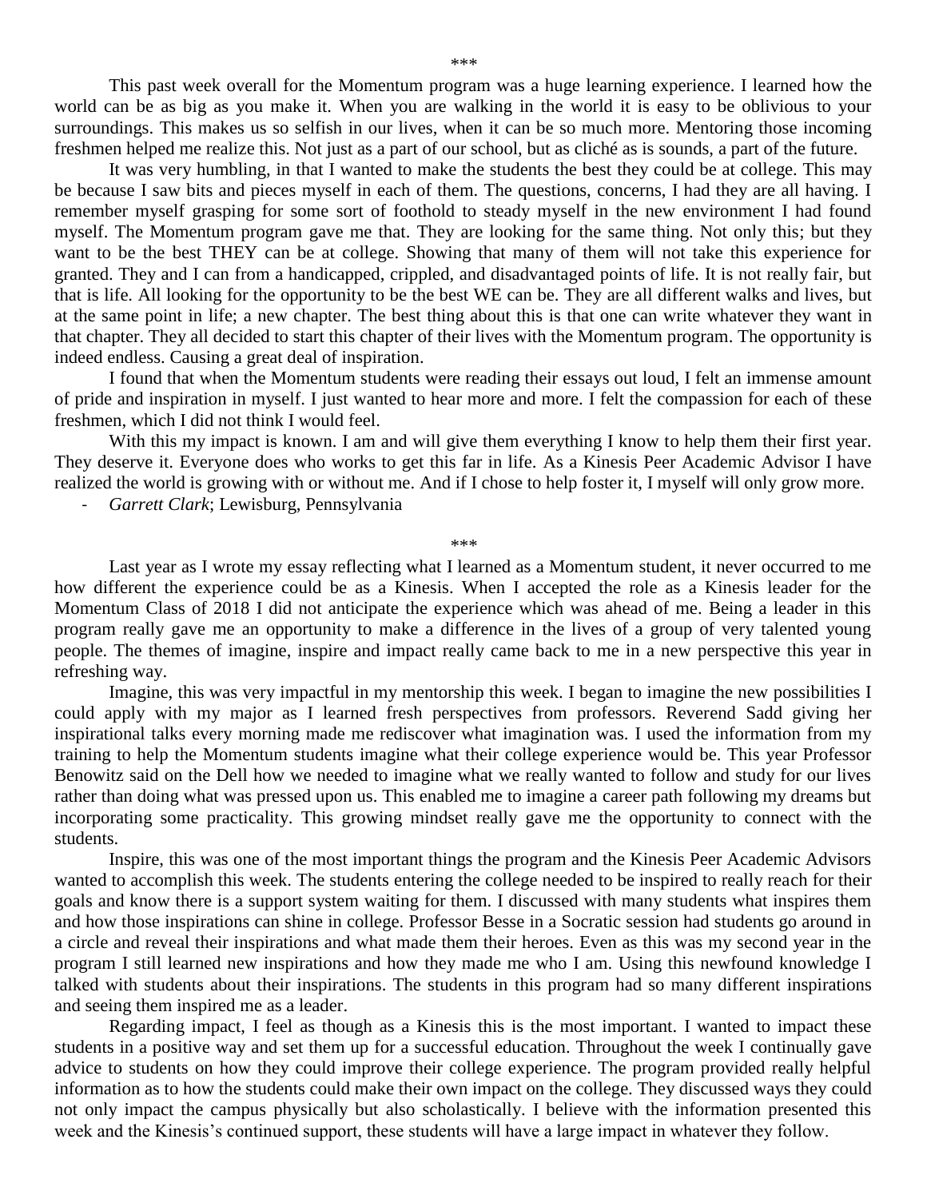\*\*\*

This past week overall for the Momentum program was a huge learning experience. I learned how the world can be as big as you make it. When you are walking in the world it is easy to be oblivious to your surroundings. This makes us so selfish in our lives, when it can be so much more. Mentoring those incoming freshmen helped me realize this. Not just as a part of our school, but as cliché as is sounds, a part of the future.

It was very humbling, in that I wanted to make the students the best they could be at college. This may be because I saw bits and pieces myself in each of them. The questions, concerns, I had they are all having. I remember myself grasping for some sort of foothold to steady myself in the new environment I had found myself. The Momentum program gave me that. They are looking for the same thing. Not only this; but they want to be the best THEY can be at college. Showing that many of them will not take this experience for granted. They and I can from a handicapped, crippled, and disadvantaged points of life. It is not really fair, but that is life. All looking for the opportunity to be the best WE can be. They are all different walks and lives, but at the same point in life; a new chapter. The best thing about this is that one can write whatever they want in that chapter. They all decided to start this chapter of their lives with the Momentum program. The opportunity is indeed endless. Causing a great deal of inspiration.

I found that when the Momentum students were reading their essays out loud, I felt an immense amount of pride and inspiration in myself. I just wanted to hear more and more. I felt the compassion for each of these freshmen, which I did not think I would feel.

With this my impact is known. I am and will give them everything I know to help them their first year. They deserve it. Everyone does who works to get this far in life. As a Kinesis Peer Academic Advisor I have realized the world is growing with or without me. And if I chose to help foster it, I myself will only grow more.

- *Garrett Clark*; Lewisburg, Pennsylvania

\*\*\*

Last year as I wrote my essay reflecting what I learned as a Momentum student, it never occurred to me how different the experience could be as a Kinesis. When I accepted the role as a Kinesis leader for the Momentum Class of 2018 I did not anticipate the experience which was ahead of me. Being a leader in this program really gave me an opportunity to make a difference in the lives of a group of very talented young people. The themes of imagine, inspire and impact really came back to me in a new perspective this year in refreshing way.

Imagine, this was very impactful in my mentorship this week. I began to imagine the new possibilities I could apply with my major as I learned fresh perspectives from professors. Reverend Sadd giving her inspirational talks every morning made me rediscover what imagination was. I used the information from my training to help the Momentum students imagine what their college experience would be. This year Professor Benowitz said on the Dell how we needed to imagine what we really wanted to follow and study for our lives rather than doing what was pressed upon us. This enabled me to imagine a career path following my dreams but incorporating some practicality. This growing mindset really gave me the opportunity to connect with the students.

Inspire, this was one of the most important things the program and the Kinesis Peer Academic Advisors wanted to accomplish this week. The students entering the college needed to be inspired to really reach for their goals and know there is a support system waiting for them. I discussed with many students what inspires them and how those inspirations can shine in college. Professor Besse in a Socratic session had students go around in a circle and reveal their inspirations and what made them their heroes. Even as this was my second year in the program I still learned new inspirations and how they made me who I am. Using this newfound knowledge I talked with students about their inspirations. The students in this program had so many different inspirations and seeing them inspired me as a leader.

Regarding impact, I feel as though as a Kinesis this is the most important. I wanted to impact these students in a positive way and set them up for a successful education. Throughout the week I continually gave advice to students on how they could improve their college experience. The program provided really helpful information as to how the students could make their own impact on the college. They discussed ways they could not only impact the campus physically but also scholastically. I believe with the information presented this week and the Kinesis's continued support, these students will have a large impact in whatever they follow.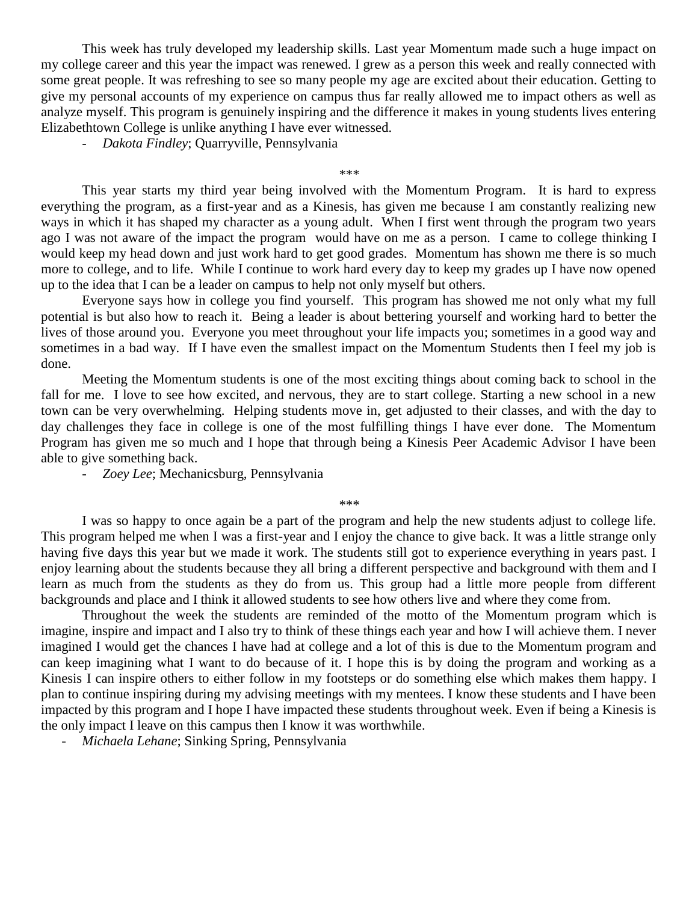This week has truly developed my leadership skills. Last year Momentum made such a huge impact on my college career and this year the impact was renewed. I grew as a person this week and really connected with some great people. It was refreshing to see so many people my age are excited about their education. Getting to give my personal accounts of my experience on campus thus far really allowed me to impact others as well as analyze myself. This program is genuinely inspiring and the difference it makes in young students lives entering Elizabethtown College is unlike anything I have ever witnessed.

- *Dakota Findley*; Quarryville, Pennsylvania

***

This year starts my third year being involved with the Momentum Program. It is hard to express everything the program, as a first-year and as a Kinesis, has given me because I am constantly realizing new ways in which it has shaped my character as a young adult. When I first went through the program two years ago I was not aware of the impact the program would have on me as a person. I came to college thinking I would keep my head down and just work hard to get good grades. Momentum has shown me there is so much more to college, and to life. While I continue to work hard every day to keep my grades up I have now opened up to the idea that I can be a leader on campus to help not only myself but others.

Everyone says how in college you find yourself. This program has showed me not only what my full potential is but also how to reach it. Being a leader is about bettering yourself and working hard to better the lives of those around you. Everyone you meet throughout your life impacts you; sometimes in a good way and sometimes in a bad way. If I have even the smallest impact on the Momentum Students then I feel my job is done.

Meeting the Momentum students is one of the most exciting things about coming back to school in the fall for me. I love to see how excited, and nervous, they are to start college. Starting a new school in a new town can be very overwhelming. Helping students move in, get adjusted to their classes, and with the day to day challenges they face in college is one of the most fulfilling things I have ever done. The Momentum Program has given me so much and I hope that through being a Kinesis Peer Academic Advisor I have been able to give something back.

- *Zoey Lee*; Mechanicsburg, Pennsylvania

***

I was so happy to once again be a part of the program and help the new students adjust to college life. This program helped me when I was a first-year and I enjoy the chance to give back. It was a little strange only having five days this year but we made it work. The students still got to experience everything in years past. I enjoy learning about the students because they all bring a different perspective and background with them and I learn as much from the students as they do from us. This group had a little more people from different backgrounds and place and I think it allowed students to see how others live and where they come from.

Throughout the week the students are reminded of the motto of the Momentum program which is imagine, inspire and impact and I also try to think of these things each year and how I will achieve them. I never imagined I would get the chances I have had at college and a lot of this is due to the Momentum program and can keep imagining what I want to do because of it. I hope this is by doing the program and working as a Kinesis I can inspire others to either follow in my footsteps or do something else which makes them happy. I plan to continue inspiring during my advising meetings with my mentees. I know these students and I have been impacted by this program and I hope I have impacted these students throughout week. Even if being a Kinesis is the only impact I leave on this campus then I know it was worthwhile.

- *Michaela Lehane*; Sinking Spring, Pennsylvania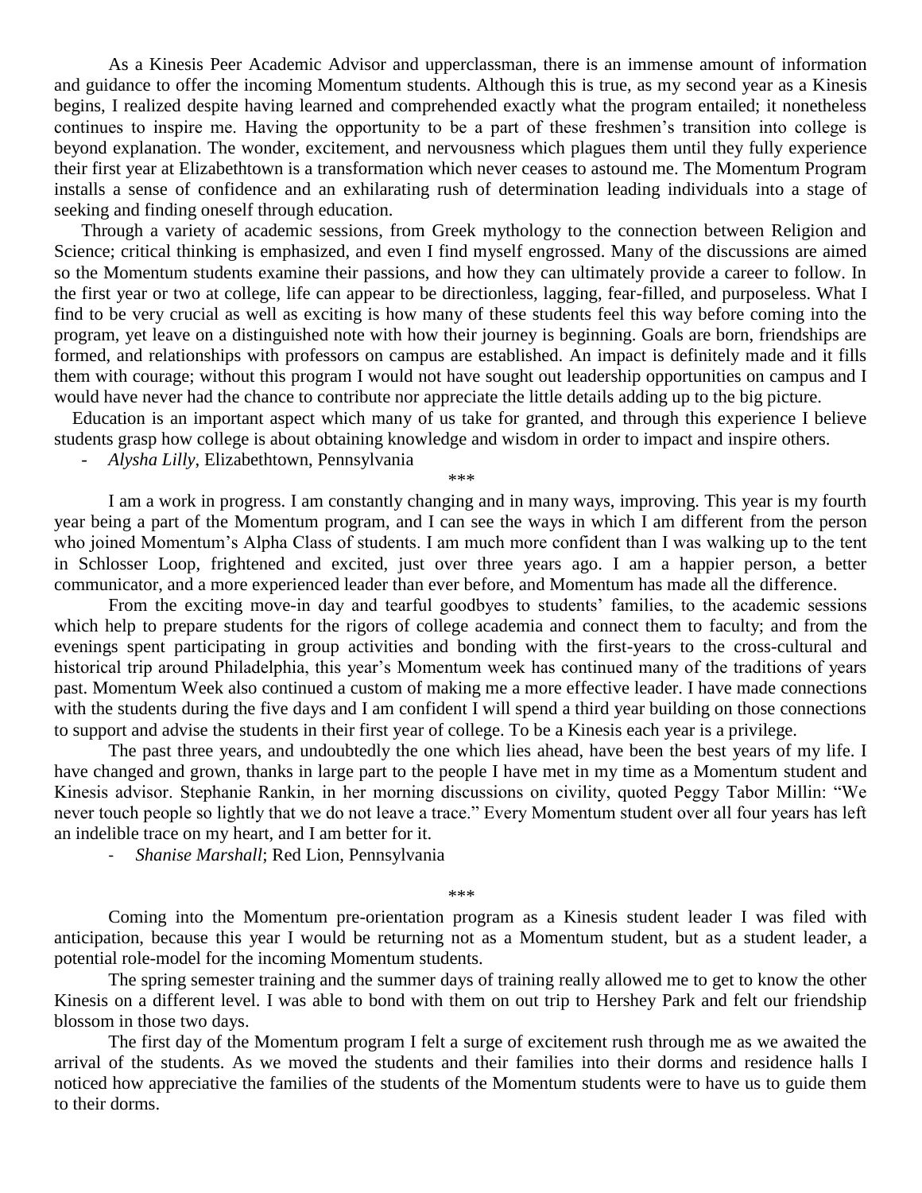As a Kinesis Peer Academic Advisor and upperclassman, there is an immense amount of information and guidance to offer the incoming Momentum students. Although this is true, as my second year as a Kinesis begins, I realized despite having learned and comprehended exactly what the program entailed; it nonetheless continues to inspire me. Having the opportunity to be a part of these freshmen's transition into college is beyond explanation. The wonder, excitement, and nervousness which plagues them until they fully experience their first year at Elizabethtown is a transformation which never ceases to astound me. The Momentum Program installs a sense of confidence and an exhilarating rush of determination leading individuals into a stage of seeking and finding oneself through education.

Through a variety of academic sessions, from Greek mythology to the connection between Religion and Science; critical thinking is emphasized, and even I find myself engrossed. Many of the discussions are aimed so the Momentum students examine their passions, and how they can ultimately provide a career to follow. In the first year or two at college, life can appear to be directionless, lagging, fear-filled, and purposeless. What I find to be very crucial as well as exciting is how many of these students feel this way before coming into the program, yet leave on a distinguished note with how their journey is beginning. Goals are born, friendships are formed, and relationships with professors on campus are established. An impact is definitely made and it fills them with courage; without this program I would not have sought out leadership opportunities on campus and I would have never had the chance to contribute nor appreciate the little details adding up to the big picture.

Education is an important aspect which many of us take for granted, and through this experience I believe students grasp how college is about obtaining knowledge and wisdom in order to impact and inspire others.

- *Alysha Lilly*, Elizabethtown, Pennsylvania

\*\*\*

I am a work in progress. I am constantly changing and in many ways, improving. This year is my fourth year being a part of the Momentum program, and I can see the ways in which I am different from the person who joined Momentum's Alpha Class of students. I am much more confident than I was walking up to the tent in Schlosser Loop, frightened and excited, just over three years ago. I am a happier person, a better communicator, and a more experienced leader than ever before, and Momentum has made all the difference.

From the exciting move-in day and tearful goodbyes to students' families, to the academic sessions which help to prepare students for the rigors of college academia and connect them to faculty; and from the evenings spent participating in group activities and bonding with the first-years to the cross-cultural and historical trip around Philadelphia, this year's Momentum week has continued many of the traditions of years past. Momentum Week also continued a custom of making me a more effective leader. I have made connections with the students during the five days and I am confident I will spend a third year building on those connections to support and advise the students in their first year of college. To be a Kinesis each year is a privilege.

The past three years, and undoubtedly the one which lies ahead, have been the best years of my life. I have changed and grown, thanks in large part to the people I have met in my time as a Momentum student and Kinesis advisor. Stephanie Rankin, in her morning discussions on civility, quoted Peggy Tabor Millin: "We never touch people so lightly that we do not leave a trace." Every Momentum student over all four years has left an indelible trace on my heart, and I am better for it.

- *Shanise Marshall*; Red Lion, Pennsylvania

\*\*\*

Coming into the Momentum pre-orientation program as a Kinesis student leader I was filed with anticipation, because this year I would be returning not as a Momentum student, but as a student leader, a potential role-model for the incoming Momentum students.

The spring semester training and the summer days of training really allowed me to get to know the other Kinesis on a different level. I was able to bond with them on out trip to Hershey Park and felt our friendship blossom in those two days.

The first day of the Momentum program I felt a surge of excitement rush through me as we awaited the arrival of the students. As we moved the students and their families into their dorms and residence halls I noticed how appreciative the families of the students of the Momentum students were to have us to guide them to their dorms.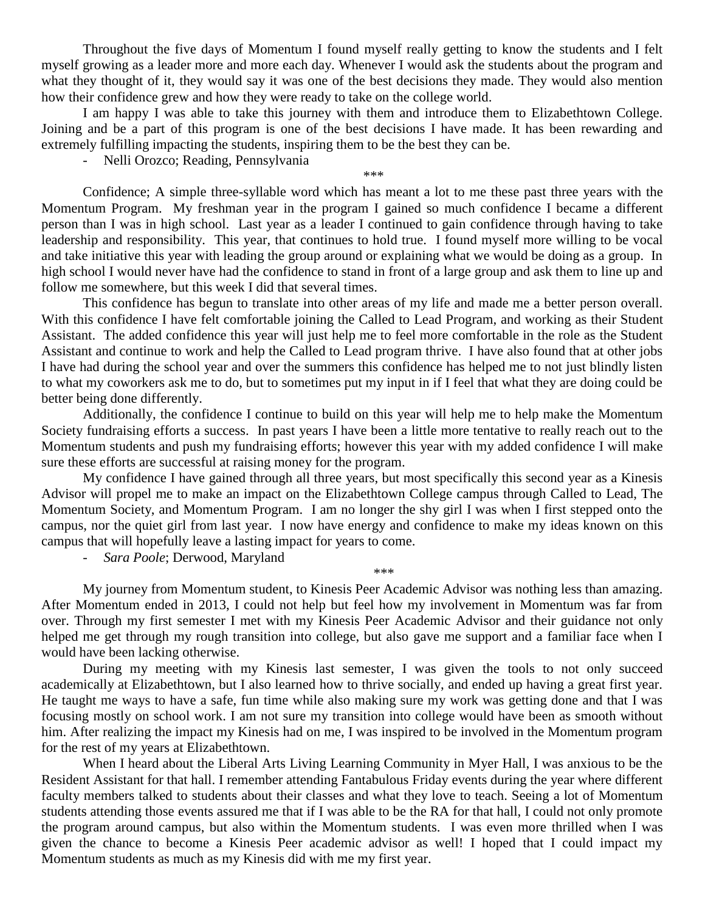Throughout the five days of Momentum I found myself really getting to know the students and I felt myself growing as a leader more and more each day. Whenever I would ask the students about the program and what they thought of it, they would say it was one of the best decisions they made. They would also mention how their confidence grew and how they were ready to take on the college world.

I am happy I was able to take this journey with them and introduce them to Elizabethtown College. Joining and be a part of this program is one of the best decisions I have made. It has been rewarding and extremely fulfilling impacting the students, inspiring them to be the best they can be.

- Nelli Orozco; Reading, Pennsylvania

\*\*\*

Confidence; A simple three-syllable word which has meant a lot to me these past three years with the Momentum Program. My freshman year in the program I gained so much confidence I became a different person than I was in high school. Last year as a leader I continued to gain confidence through having to take leadership and responsibility. This year, that continues to hold true. I found myself more willing to be vocal and take initiative this year with leading the group around or explaining what we would be doing as a group. In high school I would never have had the confidence to stand in front of a large group and ask them to line up and follow me somewhere, but this week I did that several times.

This confidence has begun to translate into other areas of my life and made me a better person overall. With this confidence I have felt comfortable joining the Called to Lead Program, and working as their Student Assistant. The added confidence this year will just help me to feel more comfortable in the role as the Student Assistant and continue to work and help the Called to Lead program thrive. I have also found that at other jobs I have had during the school year and over the summers this confidence has helped me to not just blindly listen to what my coworkers ask me to do, but to sometimes put my input in if I feel that what they are doing could be better being done differently.

Additionally, the confidence I continue to build on this year will help me to help make the Momentum Society fundraising efforts a success. In past years I have been a little more tentative to really reach out to the Momentum students and push my fundraising efforts; however this year with my added confidence I will make sure these efforts are successful at raising money for the program.

My confidence I have gained through all three years, but most specifically this second year as a Kinesis Advisor will propel me to make an impact on the Elizabethtown College campus through Called to Lead, The Momentum Society, and Momentum Program. I am no longer the shy girl I was when I first stepped onto the campus, nor the quiet girl from last year. I now have energy and confidence to make my ideas known on this campus that will hopefully leave a lasting impact for years to come.

- *Sara Poole*; Derwood, Maryland

\*\*\*

My journey from Momentum student, to Kinesis Peer Academic Advisor was nothing less than amazing. After Momentum ended in 2013, I could not help but feel how my involvement in Momentum was far from over. Through my first semester I met with my Kinesis Peer Academic Advisor and their guidance not only helped me get through my rough transition into college, but also gave me support and a familiar face when I would have been lacking otherwise.

During my meeting with my Kinesis last semester, I was given the tools to not only succeed academically at Elizabethtown, but I also learned how to thrive socially, and ended up having a great first year. He taught me ways to have a safe, fun time while also making sure my work was getting done and that I was focusing mostly on school work. I am not sure my transition into college would have been as smooth without him. After realizing the impact my Kinesis had on me, I was inspired to be involved in the Momentum program for the rest of my years at Elizabethtown.

When I heard about the Liberal Arts Living Learning Community in Myer Hall, I was anxious to be the Resident Assistant for that hall. I remember attending Fantabulous Friday events during the year where different faculty members talked to students about their classes and what they love to teach. Seeing a lot of Momentum students attending those events assured me that if I was able to be the RA for that hall, I could not only promote the program around campus, but also within the Momentum students. I was even more thrilled when I was given the chance to become a Kinesis Peer academic advisor as well! I hoped that I could impact my Momentum students as much as my Kinesis did with me my first year.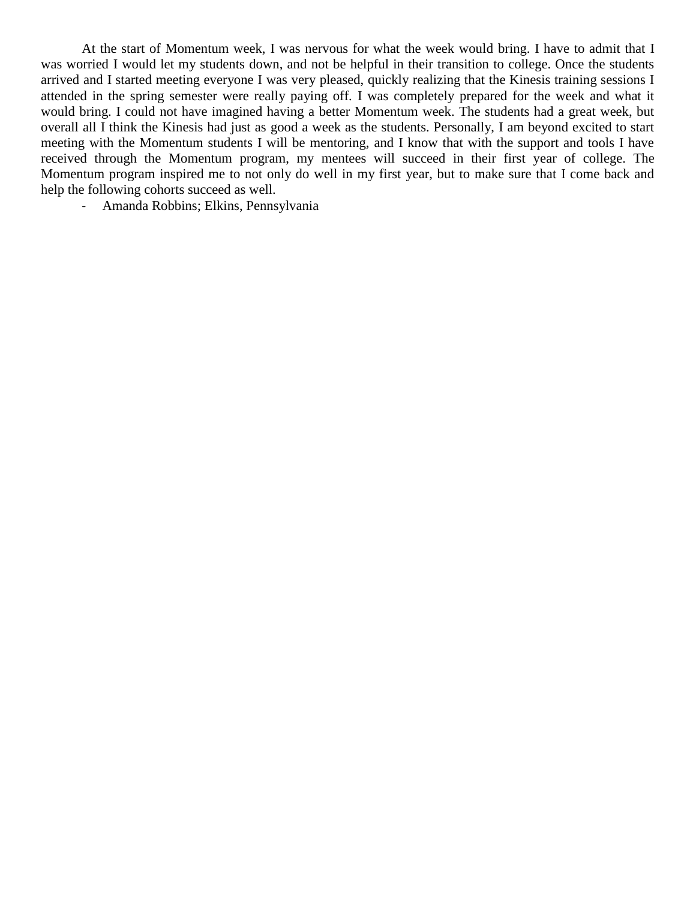At the start of Momentum week, I was nervous for what the week would bring. I have to admit that I was worried I would let my students down, and not be helpful in their transition to college. Once the students arrived and I started meeting everyone I was very pleased, quickly realizing that the Kinesis training sessions I attended in the spring semester were really paying off. I was completely prepared for the week and what it would bring. I could not have imagined having a better Momentum week. The students had a great week, but overall all I think the Kinesis had just as good a week as the students. Personally, I am beyond excited to start meeting with the Momentum students I will be mentoring, and I know that with the support and tools I have received through the Momentum program, my mentees will succeed in their first year of college. The Momentum program inspired me to not only do well in my first year, but to make sure that I come back and help the following cohorts succeed as well.

- Amanda Robbins; Elkins, Pennsylvania